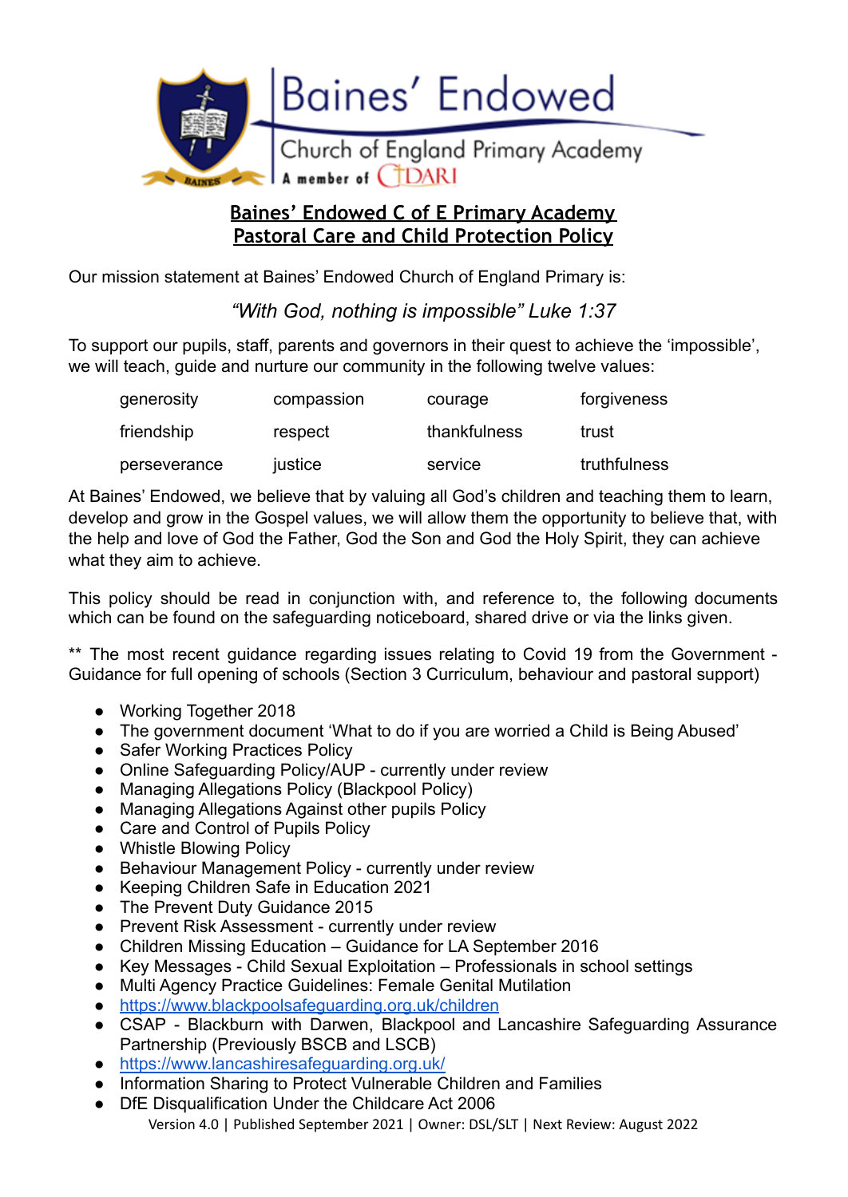Baines' Endowed

Church of England Primary Academy

A member of CDARI

# Baines' Endowed C of E Primary Academy
# Pastoral Care and Child Protection Policy

Our mission statement at Baines' Endowed Church of England Primary is:

*"With God, nothing is impossible" Luke 1:37*

To support our pupils, staff, parents and governors in their quest to achieve the 'impossible', we will teach, guide and nurture our community in the following twelve values:

| | | | |
|---|---|---|---|
| generosity | compassion | courage | forgiveness |
| friendship | respect | thankfulness | trust |
| perseverance | justice | service | truthfulness |

At Baines' Endowed, we believe that by valuing all God's children and teaching them to learn, develop and grow in the Gospel values, we will allow them the opportunity to believe that, with the help and love of God the Father, God the Son and God the Holy Spirit, they can achieve what they aim to achieve.

This policy should be read in conjunction with, and reference to, the following documents which can be found on the safeguarding noticeboard, shared drive or via the links given.

** The most recent guidance regarding issues relating to Covid 19 from the Government - Guidance for full opening of schools (Section 3 Curriculum, behaviour and pastoral support)

- Working Together 2018
- The government document 'What to do if you are worried a Child is Being Abused'
- Safer Working Practices Policy
- Online Safeguarding Policy/AUP - currently under review
- Managing Allegations Policy (Blackpool Policy)
- Managing Allegations Against other pupils Policy
- Care and Control of Pupils Policy
- Whistle Blowing Policy
- Behaviour Management Policy - currently under review
- Keeping Children Safe in Education 2021
- The Prevent Duty Guidance 2015
- Prevent Risk Assessment - currently under review
- Children Missing Education – Guidance for LA September 2016
- Key Messages - Child Sexual Exploitation – Professionals in school settings
- Multi Agency Practice Guidelines: Female Genital Mutilation
- https://www.blackpoolsafeguarding.org.uk/children
- CSAP - Blackburn with Darwen, Blackpool and Lancashire Safeguarding Assurance Partnership (Previously BSCB and LSCB)
- https://www.lancashiresafeguarding.org.uk/
- Information Sharing to Protect Vulnerable Children and Families
- DfE Disqualification Under the Childcare Act 2006

Version 4.0 | Published September 2021 | Owner: DSL/SLT | Next Review: August 2022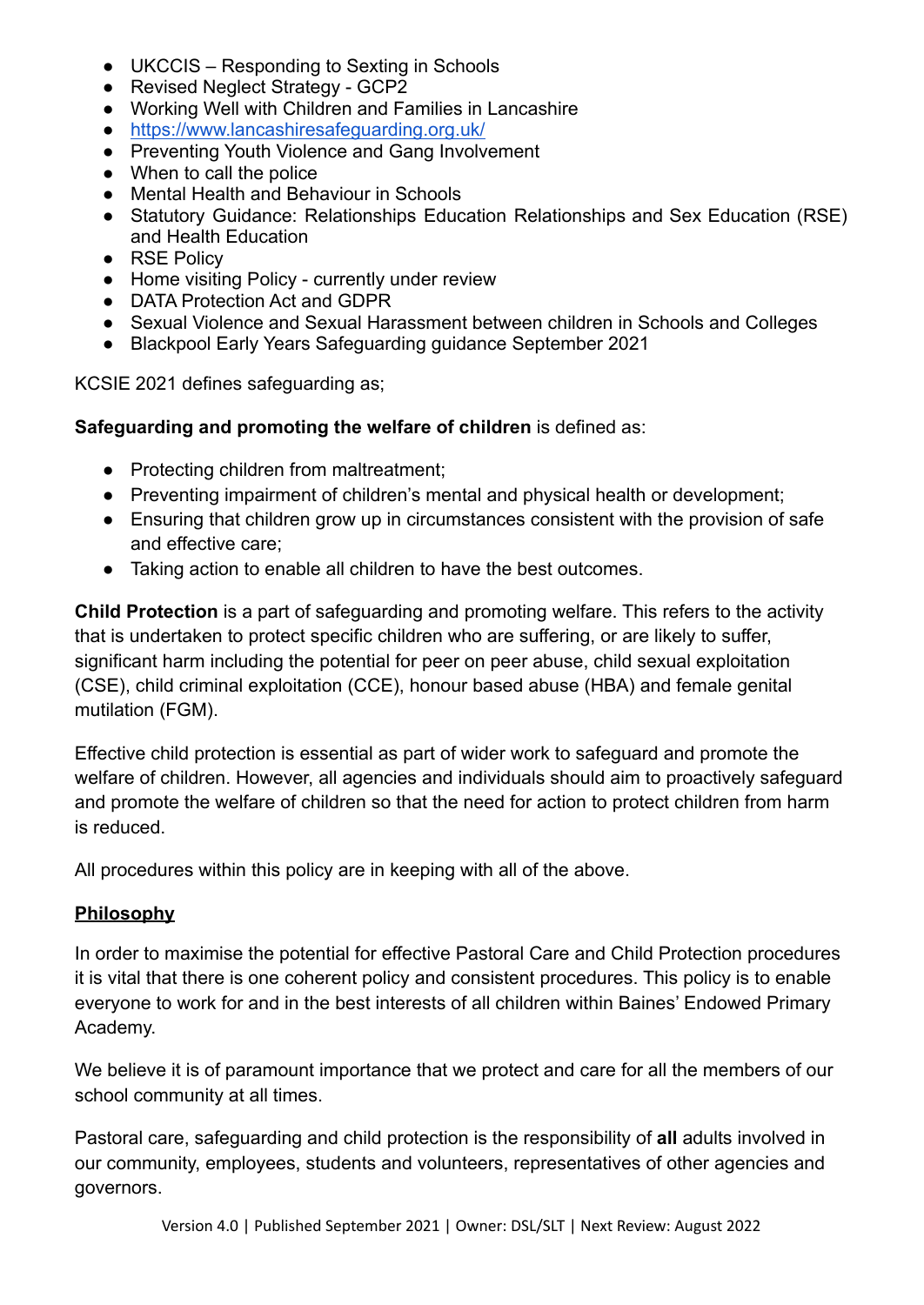- UKCCIS – Responding to Sexting in Schools
- Revised Neglect Strategy - GCP2
- Working Well with Children and Families in Lancashire
- [https://www.lancashiresafeguarding.org.uk/](https://www.lancashiresafeguarding.org.uk/)
- Preventing Youth Violence and Gang Involvement
- When to call the police
- Mental Health and Behaviour in Schools
- Statutory Guidance: Relationships Education Relationships and Sex Education (RSE) and Health Education
- RSE Policy
- Home visiting Policy - currently under review
- DATA Protection Act and GDPR
- Sexual Violence and Sexual Harassment between children in Schools and Colleges
- Blackpool Early Years Safeguarding guidance September 2021

KCSIE 2021 defines safeguarding as;

**Safeguarding and promoting the welfare of children** is defined as:

- Protecting children from maltreatment;
- Preventing impairment of children's mental and physical health or development;
- Ensuring that children grow up in circumstances consistent with the provision of safe and effective care;
- Taking action to enable all children to have the best outcomes.

**Child Protection** is a part of safeguarding and promoting welfare. This refers to the activity that is undertaken to protect specific children who are suffering, or are likely to suffer, significant harm including the potential for peer on peer abuse, child sexual exploitation (CSE), child criminal exploitation (CCE), honour based abuse (HBA) and female genital mutilation (FGM).

Effective child protection is essential as part of wider work to safeguard and promote the welfare of children. However, all agencies and individuals should aim to proactively safeguard and promote the welfare of children so that the need for action to protect children from harm is reduced.

All procedures within this policy are in keeping with all of the above.

## Philosophy

In order to maximise the potential for effective Pastoral Care and Child Protection procedures it is vital that there is one coherent policy and consistent procedures. This policy is to enable everyone to work for and in the best interests of all children within Baines' Endowed Primary Academy.

We believe it is of paramount importance that we protect and care for all the members of our school community at all times.

Pastoral care, safeguarding and child protection is the responsibility of **all** adults involved in our community, employees, students and volunteers, representatives of other agencies and governors.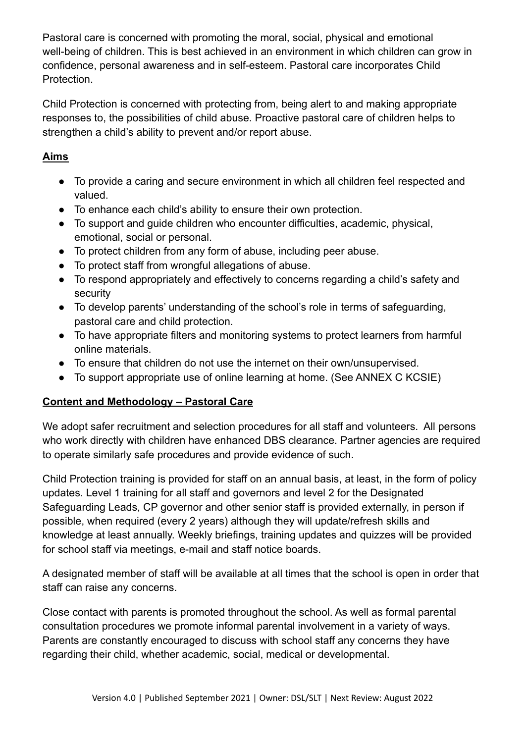Pastoral care is concerned with promoting the moral, social, physical and emotional well-being of children. This is best achieved in an environment in which children can grow in confidence, personal awareness and in self-esteem. Pastoral care incorporates Child Protection.

Child Protection is concerned with protecting from, being alert to and making appropriate responses to, the possibilities of child abuse. Proactive pastoral care of children helps to strengthen a child's ability to prevent and/or report abuse.

## Aims

- To provide a caring and secure environment in which all children feel respected and valued.
- To enhance each child's ability to ensure their own protection.
- To support and guide children who encounter difficulties, academic, physical, emotional, social or personal.
- To protect children from any form of abuse, including peer abuse.
- To protect staff from wrongful allegations of abuse.
- To respond appropriately and effectively to concerns regarding a child's safety and security
- To develop parents' understanding of the school's role in terms of safeguarding, pastoral care and child protection.
- To have appropriate filters and monitoring systems to protect learners from harmful online materials.
- To ensure that children do not use the internet on their own/unsupervised.
- To support appropriate use of online learning at home. (See ANNEX C KCSIE)

## Content and Methodology – Pastoral Care

We adopt safer recruitment and selection procedures for all staff and volunteers. All persons who work directly with children have enhanced DBS clearance. Partner agencies are required to operate similarly safe procedures and provide evidence of such.

Child Protection training is provided for staff on an annual basis, at least, in the form of policy updates. Level 1 training for all staff and governors and level 2 for the Designated Safeguarding Leads, CP governor and other senior staff is provided externally, in person if possible, when required (every 2 years) although they will update/refresh skills and knowledge at least annually. Weekly briefings, training updates and quizzes will be provided for school staff via meetings, e-mail and staff notice boards.

A designated member of staff will be available at all times that the school is open in order that staff can raise any concerns.

Close contact with parents is promoted throughout the school. As well as formal parental consultation procedures we promote informal parental involvement in a variety of ways. Parents are constantly encouraged to discuss with school staff any concerns they have regarding their child, whether academic, social, medical or developmental.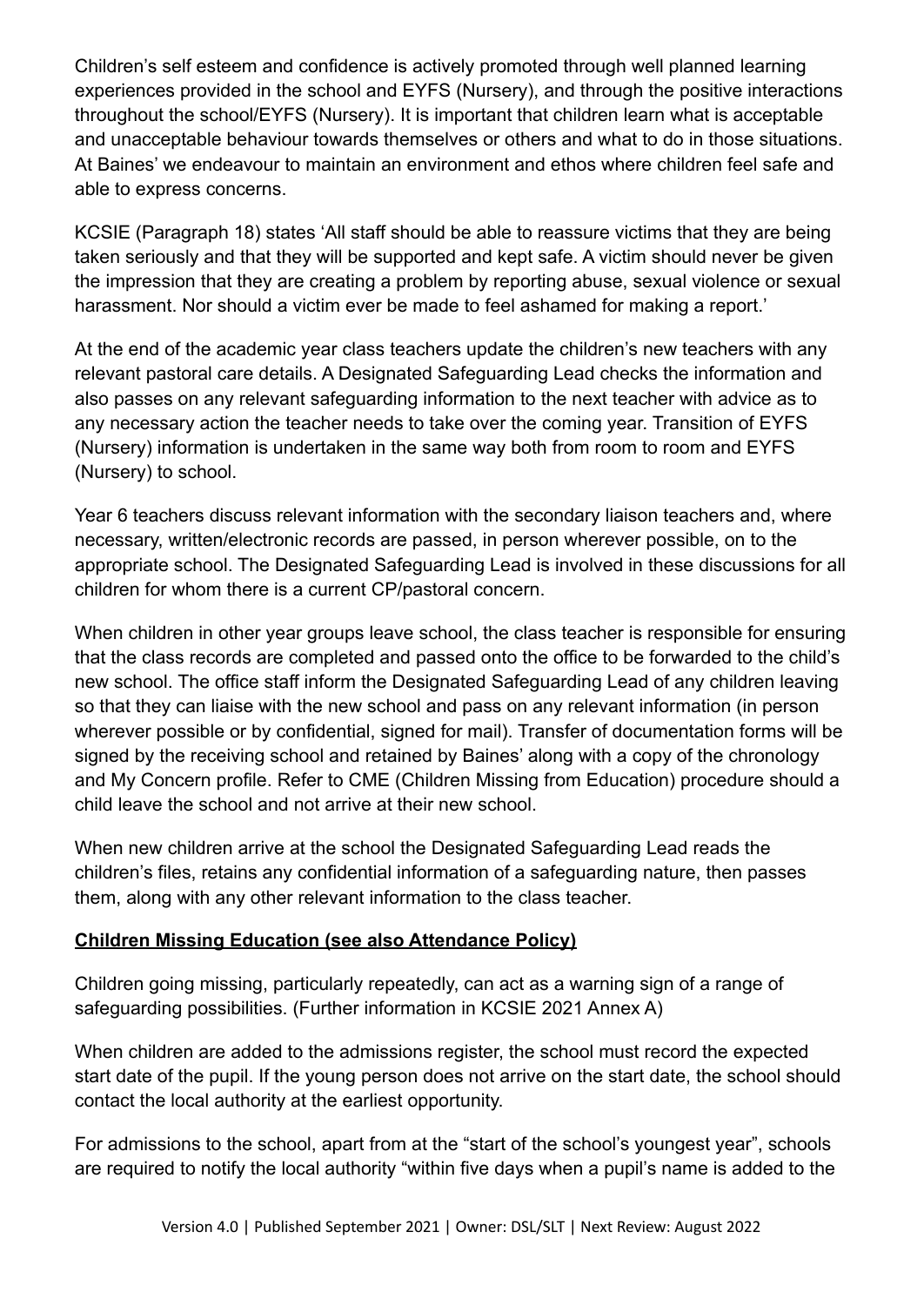Children's self esteem and confidence is actively promoted through well planned learning experiences provided in the school and EYFS (Nursery), and through the positive interactions throughout the school/EYFS (Nursery). It is important that children learn what is acceptable and unacceptable behaviour towards themselves or others and what to do in those situations. At Baines' we endeavour to maintain an environment and ethos where children feel safe and able to express concerns.

KCSIE (Paragraph 18) states 'All staff should be able to reassure victims that they are being taken seriously and that they will be supported and kept safe. A victim should never be given the impression that they are creating a problem by reporting abuse, sexual violence or sexual harassment. Nor should a victim ever be made to feel ashamed for making a report.'

At the end of the academic year class teachers update the children's new teachers with any relevant pastoral care details. A Designated Safeguarding Lead checks the information and also passes on any relevant safeguarding information to the next teacher with advice as to any necessary action the teacher needs to take over the coming year. Transition of EYFS (Nursery) information is undertaken in the same way both from room to room and EYFS (Nursery) to school.

Year 6 teachers discuss relevant information with the secondary liaison teachers and, where necessary, written/electronic records are passed, in person wherever possible, on to the appropriate school. The Designated Safeguarding Lead is involved in these discussions for all children for whom there is a current CP/pastoral concern.

When children in other year groups leave school, the class teacher is responsible for ensuring that the class records are completed and passed onto the office to be forwarded to the child's new school. The office staff inform the Designated Safeguarding Lead of any children leaving so that they can liaise with the new school and pass on any relevant information (in person wherever possible or by confidential, signed for mail). Transfer of documentation forms will be signed by the receiving school and retained by Baines' along with a copy of the chronology and My Concern profile. Refer to CME (Children Missing from Education) procedure should a child leave the school and not arrive at their new school.

When new children arrive at the school the Designated Safeguarding Lead reads the children's files, retains any confidential information of a safeguarding nature, then passes them, along with any other relevant information to the class teacher.

**Children Missing Education (see also Attendance Policy)**

Children going missing, particularly repeatedly, can act as a warning sign of a range of safeguarding possibilities. (Further information in KCSIE 2021 Annex A)

When children are added to the admissions register, the school must record the expected start date of the pupil. If the young person does not arrive on the start date, the school should contact the local authority at the earliest opportunity.

For admissions to the school, apart from at the "start of the school's youngest year", schools are required to notify the local authority "within five days when a pupil's name is added to the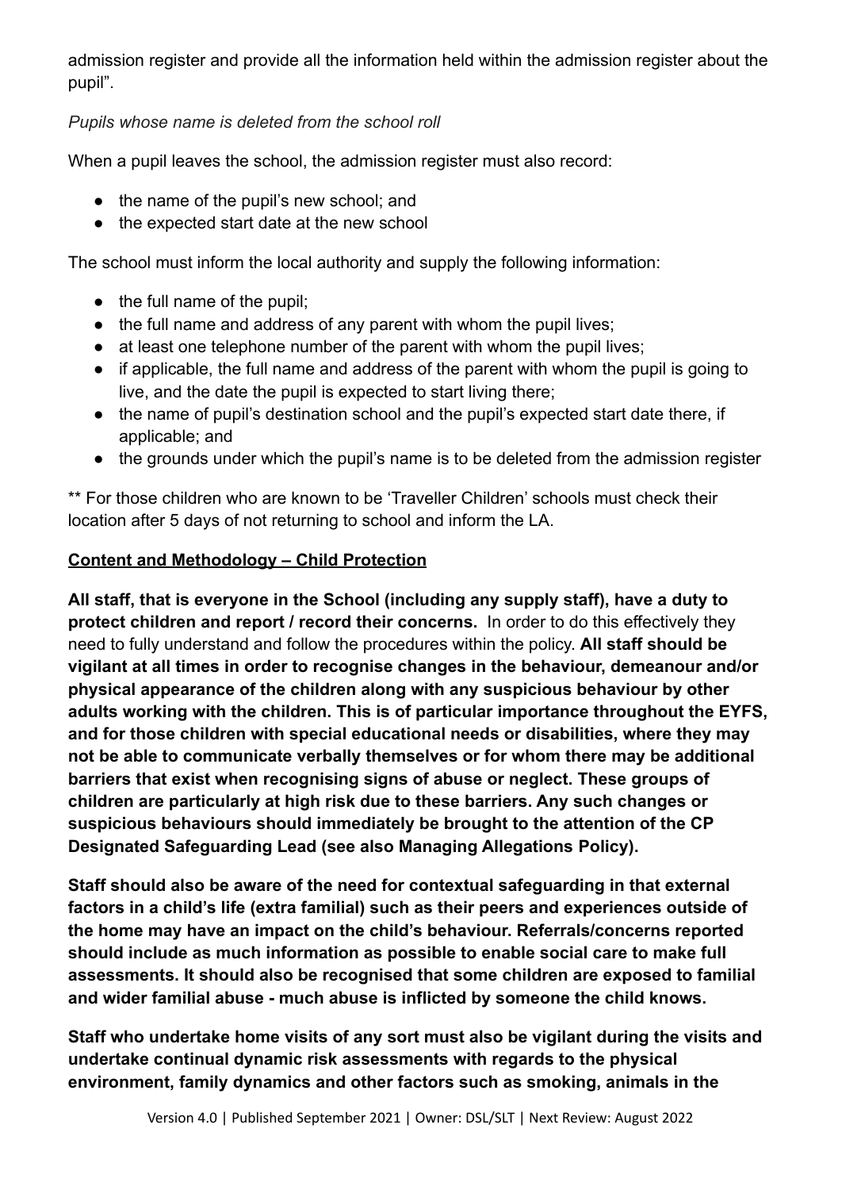admission register and provide all the information held within the admission register about the pupil".

*Pupils whose name is deleted from the school roll*

When a pupil leaves the school, the admission register must also record:

- the name of the pupil's new school; and
- the expected start date at the new school

The school must inform the local authority and supply the following information:

- the full name of the pupil;
- the full name and address of any parent with whom the pupil lives;
- at least one telephone number of the parent with whom the pupil lives;
- if applicable, the full name and address of the parent with whom the pupil is going to live, and the date the pupil is expected to start living there;
- the name of pupil's destination school and the pupil's expected start date there, if applicable; and
- the grounds under which the pupil's name is to be deleted from the admission register

** For those children who are known to be 'Traveller Children' schools must check their location after 5 days of not returning to school and inform the LA.

**<u>Content and Methodology – Child Protection</u>**

**All staff, that is everyone in the School (including any supply staff), have a duty to protect children and report / record their concerns.** In order to do this effectively they need to fully understand and follow the procedures within the policy. **All staff should be vigilant at all times in order to recognise changes in the behaviour, demeanour and/or physical appearance of the children along with any suspicious behaviour by other adults working with the children. This is of particular importance throughout the EYFS, and for those children with special educational needs or disabilities, where they may not be able to communicate verbally themselves or for whom there may be additional barriers that exist when recognising signs of abuse or neglect. These groups of children are particularly at high risk due to these barriers. Any such changes or suspicious behaviours should immediately be brought to the attention of the CP Designated Safeguarding Lead (see also Managing Allegations Policy).**

**Staff should also be aware of the need for contextual safeguarding in that external factors in a child's life (extra familial) such as their peers and experiences outside of the home may have an impact on the child's behaviour. Referrals/concerns reported should include as much information as possible to enable social care to make full assessments. It should also be recognised that some children are exposed to familial and wider familial abuse - much abuse is inflicted by someone the child knows.**

**Staff who undertake home visits of any sort must also be vigilant during the visits and undertake continual dynamic risk assessments with regards to the physical environment, family dynamics and other factors such as smoking, animals in the**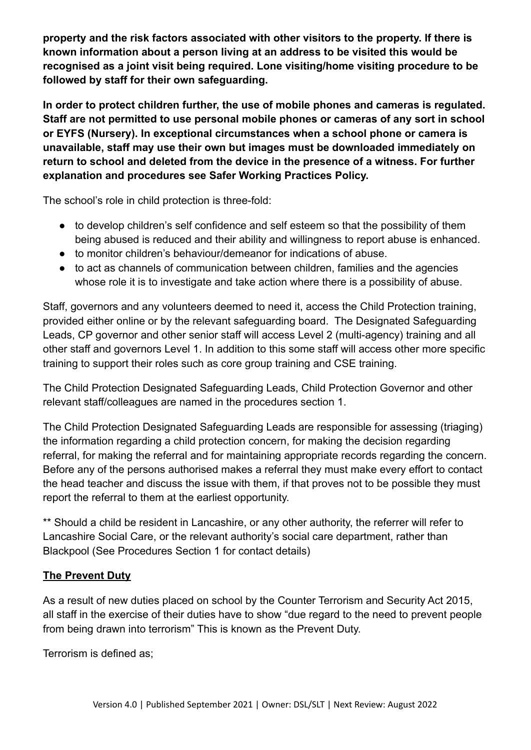**property and the risk factors associated with other visitors to the property. If there is known information about a person living at an address to be visited this would be recognised as a joint visit being required. Lone visiting/home visiting procedure to be followed by staff for their own safeguarding.**

**In order to protect children further, the use of mobile phones and cameras is regulated. Staff are not permitted to use personal mobile phones or cameras of any sort in school or EYFS (Nursery). In exceptional circumstances when a school phone or camera is unavailable, staff may use their own but images must be downloaded immediately on return to school and deleted from the device in the presence of a witness. For further explanation and procedures see Safer Working Practices Policy.**

The school's role in child protection is three-fold:

- to develop children's self confidence and self esteem so that the possibility of them being abused is reduced and their ability and willingness to report abuse is enhanced.
- to monitor children's behaviour/demeanor for indications of abuse.
- to act as channels of communication between children, families and the agencies whose role it is to investigate and take action where there is a possibility of abuse.

Staff, governors and any volunteers deemed to need it, access the Child Protection training, provided either online or by the relevant safeguarding board. The Designated Safeguarding Leads, CP governor and other senior staff will access Level 2 (multi-agency) training and all other staff and governors Level 1. In addition to this some staff will access other more specific training to support their roles such as core group training and CSE training.

The Child Protection Designated Safeguarding Leads, Child Protection Governor and other relevant staff/colleagues are named in the procedures section 1.

The Child Protection Designated Safeguarding Leads are responsible for assessing (triaging) the information regarding a child protection concern, for making the decision regarding referral, for making the referral and for maintaining appropriate records regarding the concern. Before any of the persons authorised makes a referral they must make every effort to contact the head teacher and discuss the issue with them, if that proves not to be possible they must report the referral to them at the earliest opportunity.

** Should a child be resident in Lancashire, or any other authority, the referrer will refer to Lancashire Social Care, or the relevant authority's social care department, rather than Blackpool (See Procedures Section 1 for contact details)

**The Prevent Duty**

As a result of new duties placed on school by the Counter Terrorism and Security Act 2015, all staff in the exercise of their duties have to show "due regard to the need to prevent people from being drawn into terrorism" This is known as the Prevent Duty.

Terrorism is defined as;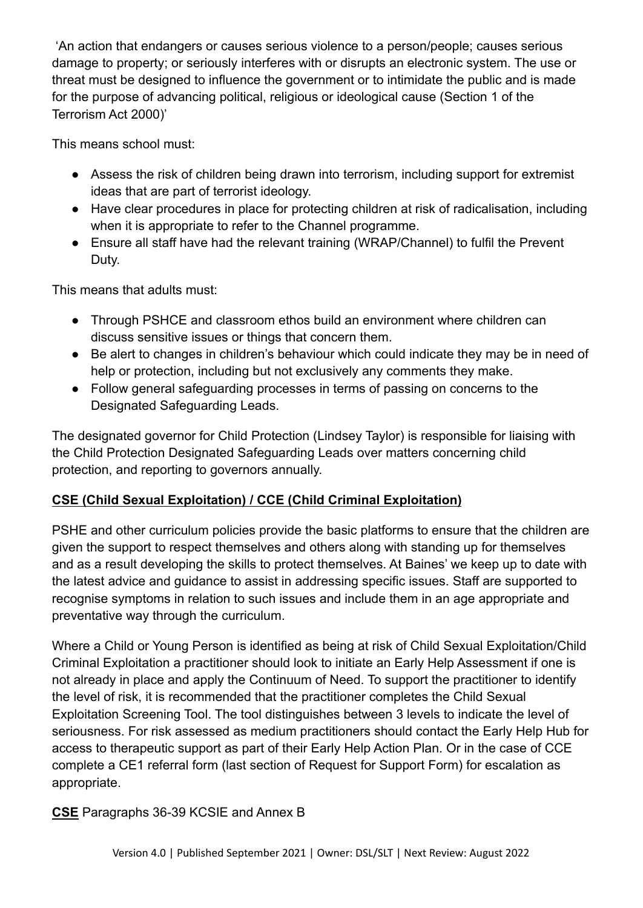'An action that endangers or causes serious violence to a person/people; causes serious damage to property; or seriously interferes with or disrupts an electronic system. The use or threat must be designed to influence the government or to intimidate the public and is made for the purpose of advancing political, religious or ideological cause (Section 1 of the Terrorism Act 2000)'

This means school must:

- Assess the risk of children being drawn into terrorism, including support for extremist ideas that are part of terrorist ideology.
- Have clear procedures in place for protecting children at risk of radicalisation, including when it is appropriate to refer to the Channel programme.
- Ensure all staff have had the relevant training (WRAP/Channel) to fulfil the Prevent Duty.

This means that adults must:

- Through PSHCE and classroom ethos build an environment where children can discuss sensitive issues or things that concern them.
- Be alert to changes in children's behaviour which could indicate they may be in need of help or protection, including but not exclusively any comments they make.
- Follow general safeguarding processes in terms of passing on concerns to the Designated Safeguarding Leads.

The designated governor for Child Protection (Lindsey Taylor) is responsible for liaising with the Child Protection Designated Safeguarding Leads over matters concerning child protection, and reporting to governors annually.

**CSE (Child Sexual Exploitation) / CCE (Child Criminal Exploitation)**

PSHE and other curriculum policies provide the basic platforms to ensure that the children are given the support to respect themselves and others along with standing up for themselves and as a result developing the skills to protect themselves. At Baines' we keep up to date with the latest advice and guidance to assist in addressing specific issues. Staff are supported to recognise symptoms in relation to such issues and include them in an age appropriate and preventative way through the curriculum.

Where a Child or Young Person is identified as being at risk of Child Sexual Exploitation/Child Criminal Exploitation a practitioner should look to initiate an Early Help Assessment if one is not already in place and apply the Continuum of Need. To support the practitioner to identify the level of risk, it is recommended that the practitioner completes the Child Sexual Exploitation Screening Tool. The tool distinguishes between 3 levels to indicate the level of seriousness. For risk assessed as medium practitioners should contact the Early Help Hub for access to therapeutic support as part of their Early Help Action Plan. Or in the case of CCE complete a CE1 referral form (last section of Request for Support Form) for escalation as appropriate.

**CSE** Paragraphs 36-39 KCSIE and Annex B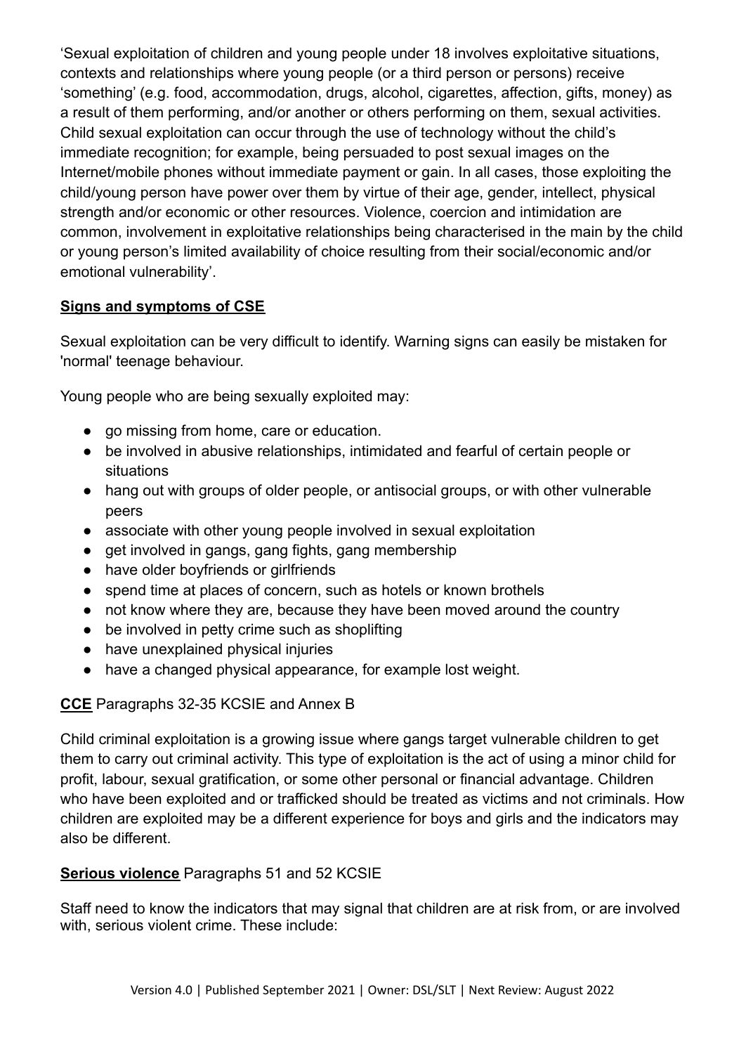'Sexual exploitation of children and young people under 18 involves exploitative situations, contexts and relationships where young people (or a third person or persons) receive 'something' (e.g. food, accommodation, drugs, alcohol, cigarettes, affection, gifts, money) as a result of them performing, and/or another or others performing on them, sexual activities. Child sexual exploitation can occur through the use of technology without the child's immediate recognition; for example, being persuaded to post sexual images on the Internet/mobile phones without immediate payment or gain. In all cases, those exploiting the child/young person have power over them by virtue of their age, gender, intellect, physical strength and/or economic or other resources. Violence, coercion and intimidation are common, involvement in exploitative relationships being characterised in the main by the child or young person's limited availability of choice resulting from their social/economic and/or emotional vulnerability'.

**Signs and symptoms of CSE**

Sexual exploitation can be very difficult to identify. Warning signs can easily be mistaken for 'normal' teenage behaviour.

Young people who are being sexually exploited may:

- go missing from home, care or education.
- be involved in abusive relationships, intimidated and fearful of certain people or situations
- hang out with groups of older people, or antisocial groups, or with other vulnerable peers
- associate with other young people involved in sexual exploitation
- get involved in gangs, gang fights, gang membership
- have older boyfriends or girlfriends
- spend time at places of concern, such as hotels or known brothels
- not know where they are, because they have been moved around the country
- be involved in petty crime such as shoplifting
- have unexplained physical injuries
- have a changed physical appearance, for example lost weight.

**CCE** Paragraphs 32-35 KCSIE and Annex B

Child criminal exploitation is a growing issue where gangs target vulnerable children to get them to carry out criminal activity. This type of exploitation is the act of using a minor child for profit, labour, sexual gratification, or some other personal or financial advantage. Children who have been exploited and or trafficked should be treated as victims and not criminals. How children are exploited may be a different experience for boys and girls and the indicators may also be different.

**Serious violence** Paragraphs 51 and 52 KCSIE

Staff need to know the indicators that may signal that children are at risk from, or are involved with, serious violent crime. These include: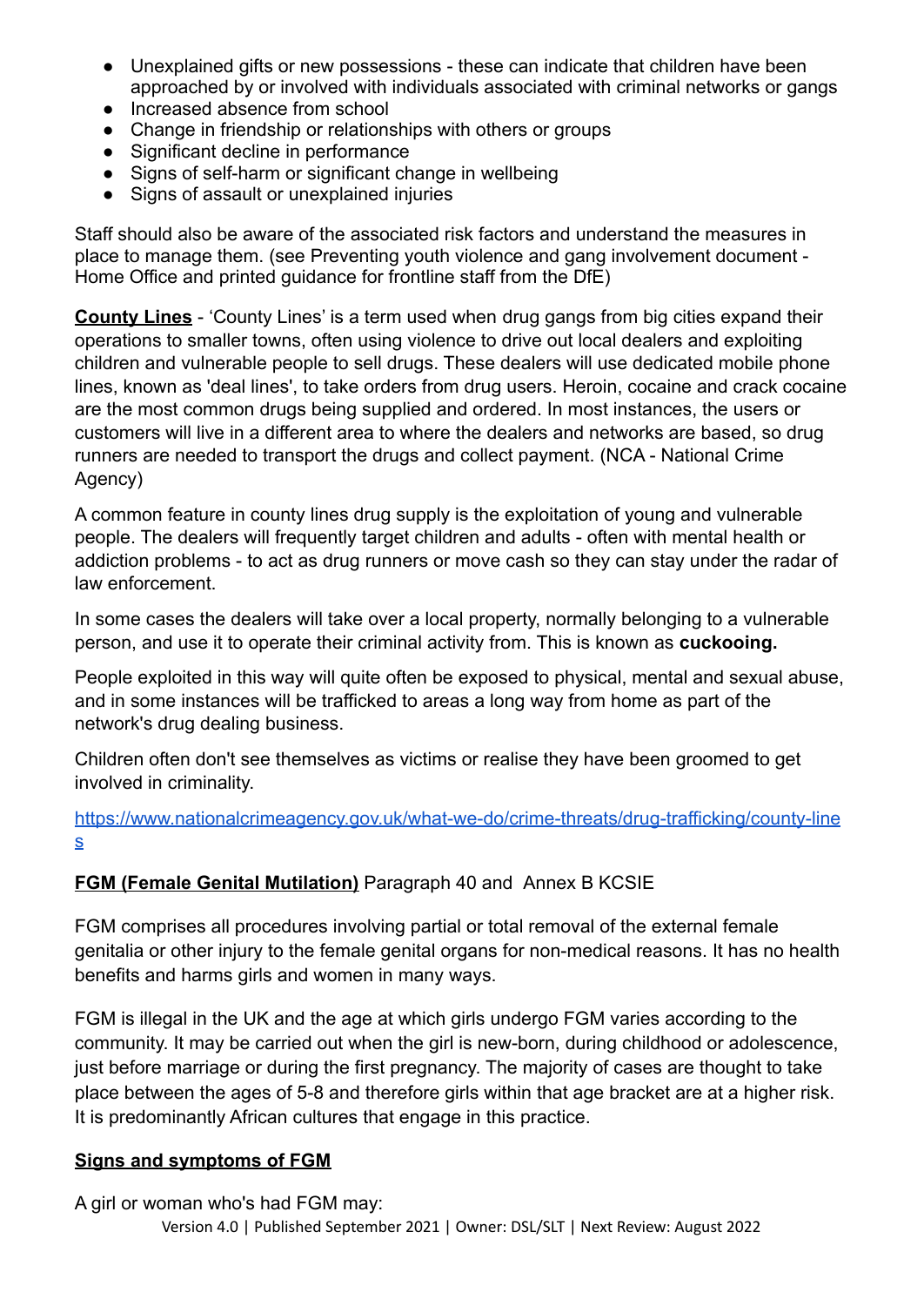- Unexplained gifts or new possessions - these can indicate that children have been approached by or involved with individuals associated with criminal networks or gangs
- Increased absence from school
- Change in friendship or relationships with others or groups
- Significant decline in performance
- Signs of self-harm or significant change in wellbeing
- Signs of assault or unexplained injuries

Staff should also be aware of the associated risk factors and understand the measures in place to manage them. (see Preventing youth violence and gang involvement document - Home Office and printed guidance for frontline staff from the DfE)

**County Lines** - 'County Lines' is a term used when drug gangs from big cities expand their operations to smaller towns, often using violence to drive out local dealers and exploiting children and vulnerable people to sell drugs. These dealers will use dedicated mobile phone lines, known as 'deal lines', to take orders from drug users. Heroin, cocaine and crack cocaine are the most common drugs being supplied and ordered. In most instances, the users or customers will live in a different area to where the dealers and networks are based, so drug runners are needed to transport the drugs and collect payment. (NCA - National Crime Agency)

A common feature in county lines drug supply is the exploitation of young and vulnerable people. The dealers will frequently target children and adults - often with mental health or addiction problems - to act as drug runners or move cash so they can stay under the radar of law enforcement.

In some cases the dealers will take over a local property, normally belonging to a vulnerable person, and use it to operate their criminal activity from. This is known as **cuckooing.**

People exploited in this way will quite often be exposed to physical, mental and sexual abuse, and in some instances will be trafficked to areas a long way from home as part of the network's drug dealing business.

Children often don't see themselves as victims or realise they have been groomed to get involved in criminality.

https://www.nationalcrimeagency.gov.uk/what-we-do/crime-threats/drug-trafficking/county-lines

**FGM (Female Genital Mutilation)** Paragraph 40 and Annex B KCSIE

FGM comprises all procedures involving partial or total removal of the external female genitalia or other injury to the female genital organs for non-medical reasons. It has no health benefits and harms girls and women in many ways.

FGM is illegal in the UK and the age at which girls undergo FGM varies according to the community. It may be carried out when the girl is new-born, during childhood or adolescence, just before marriage or during the first pregnancy. The majority of cases are thought to take place between the ages of 5-8 and therefore girls within that age bracket are at a higher risk. It is predominantly African cultures that engage in this practice.

**Signs and symptoms of FGM**

A girl or woman who's had FGM may: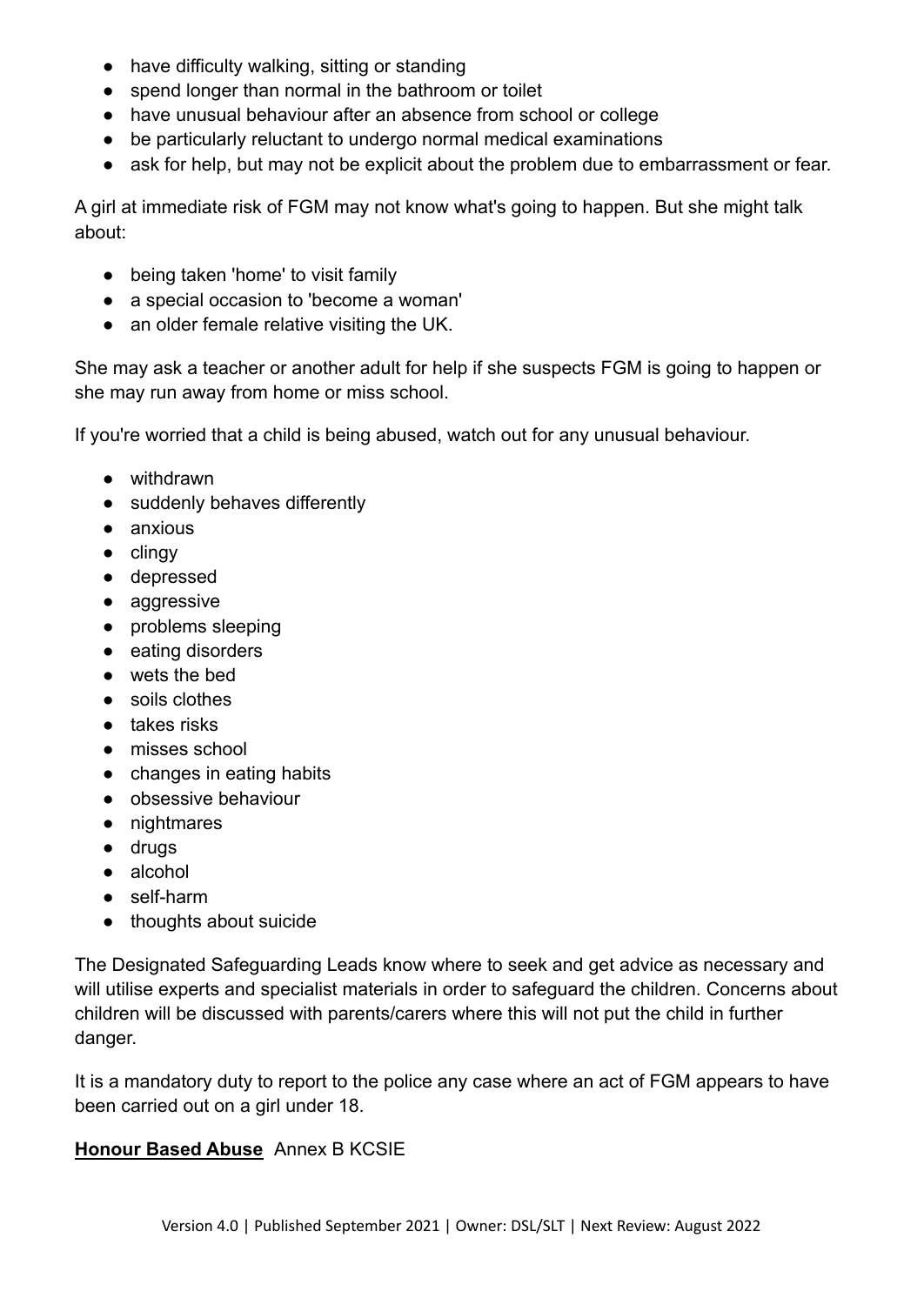- have difficulty walking, sitting or standing
- spend longer than normal in the bathroom or toilet
- have unusual behaviour after an absence from school or college
- be particularly reluctant to undergo normal medical examinations
- ask for help, but may not be explicit about the problem due to embarrassment or fear.

A girl at immediate risk of FGM may not know what's going to happen. But she might talk about:

- being taken 'home' to visit family
- a special occasion to 'become a woman'
- an older female relative visiting the UK.

She may ask a teacher or another adult for help if she suspects FGM is going to happen or she may run away from home or miss school.

If you're worried that a child is being abused, watch out for any unusual behaviour.

- withdrawn
- suddenly behaves differently
- anxious
- clingy
- depressed
- aggressive
- problems sleeping
- eating disorders
- wets the bed
- soils clothes
- takes risks
- misses school
- changes in eating habits
- obsessive behaviour
- nightmares
- drugs
- alcohol
- self-harm
- thoughts about suicide

The Designated Safeguarding Leads know where to seek and get advice as necessary and will utilise experts and specialist materials in order to safeguard the children. Concerns about children will be discussed with parents/carers where this will not put the child in further danger.

It is a mandatory duty to report to the police any case where an act of FGM appears to have been carried out on a girl under 18.

**Honour Based Abuse** Annex B KCSIE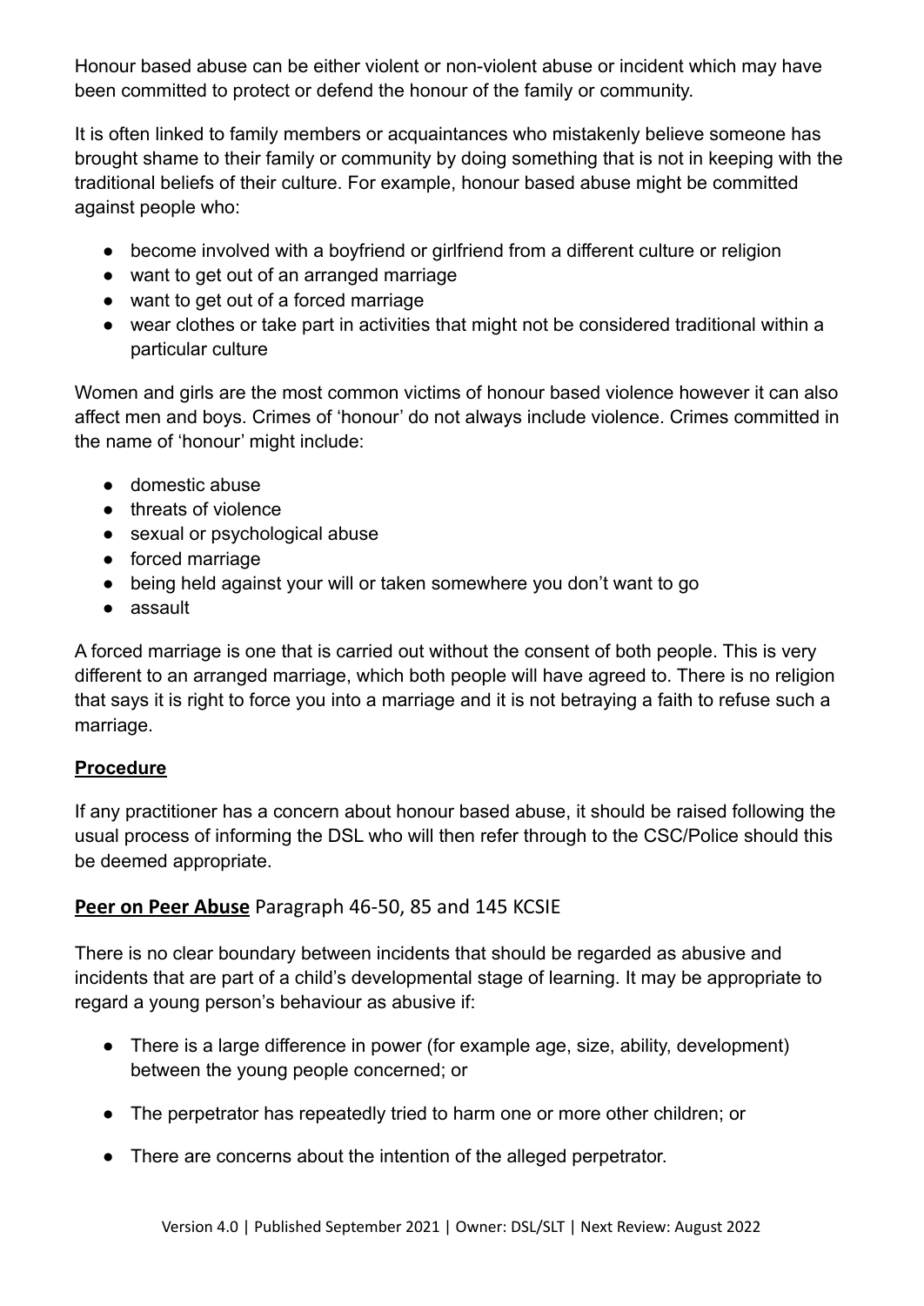Honour based abuse can be either violent or non-violent abuse or incident which may have been committed to protect or defend the honour of the family or community.

It is often linked to family members or acquaintances who mistakenly believe someone has brought shame to their family or community by doing something that is not in keeping with the traditional beliefs of their culture. For example, honour based abuse might be committed against people who:

- become involved with a boyfriend or girlfriend from a different culture or religion
- want to get out of an arranged marriage
- want to get out of a forced marriage
- wear clothes or take part in activities that might not be considered traditional within a particular culture

Women and girls are the most common victims of honour based violence however it can also affect men and boys. Crimes of 'honour' do not always include violence. Crimes committed in the name of 'honour' might include:

- domestic abuse
- threats of violence
- sexual or psychological abuse
- forced marriage
- being held against your will or taken somewhere you don't want to go
- assault

A forced marriage is one that is carried out without the consent of both people. This is very different to an arranged marriage, which both people will have agreed to. There is no religion that says it is right to force you into a marriage and it is not betraying a faith to refuse such a marriage.

**Procedure**

If any practitioner has a concern about honour based abuse, it should be raised following the usual process of informing the DSL who will then refer through to the CSC/Police should this be deemed appropriate.

## **Peer on Peer Abuse** Paragraph 46-50, 85 and 145 KCSIE

There is no clear boundary between incidents that should be regarded as abusive and incidents that are part of a child's developmental stage of learning. It may be appropriate to regard a young person's behaviour as abusive if:

- There is a large difference in power (for example age, size, ability, development) between the young people concerned; or
- The perpetrator has repeatedly tried to harm one or more other children; or
- There are concerns about the intention of the alleged perpetrator.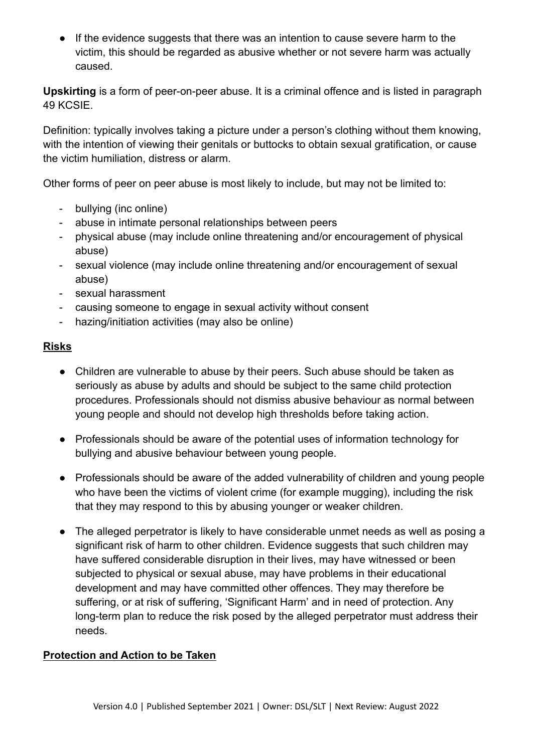- If the evidence suggests that there was an intention to cause severe harm to the victim, this should be regarded as abusive whether or not severe harm was actually caused.

**Upskirting** is a form of peer-on-peer abuse. It is a criminal offence and is listed in paragraph 49 KCSIE.

Definition: typically involves taking a picture under a person's clothing without them knowing, with the intention of viewing their genitals or buttocks to obtain sexual gratification, or cause the victim humiliation, distress or alarm.

Other forms of peer on peer abuse is most likely to include, but may not be limited to:

- bullying (inc online)
- abuse in intimate personal relationships between peers
- physical abuse (may include online threatening and/or encouragement of physical abuse)
- sexual violence (may include online threatening and/or encouragement of sexual abuse)
- sexual harassment
- causing someone to engage in sexual activity without consent
- hazing/initiation activities (may also be online)

**<u>Risks</u>**

- Children are vulnerable to abuse by their peers. Such abuse should be taken as seriously as abuse by adults and should be subject to the same child protection procedures. Professionals should not dismiss abusive behaviour as normal between young people and should not develop high thresholds before taking action.

- Professionals should be aware of the potential uses of information technology for bullying and abusive behaviour between young people.

- Professionals should be aware of the added vulnerability of children and young people who have been the victims of violent crime (for example mugging), including the risk that they may respond to this by abusing younger or weaker children.

- The alleged perpetrator is likely to have considerable unmet needs as well as posing a significant risk of harm to other children. Evidence suggests that such children may have suffered considerable disruption in their lives, may have witnessed or been subjected to physical or sexual abuse, may have problems in their educational development and may have committed other offences. They may therefore be suffering, or at risk of suffering, 'Significant Harm' and in need of protection. Any long-term plan to reduce the risk posed by the alleged perpetrator must address their needs.

**<u>Protection and Action to be Taken</u>**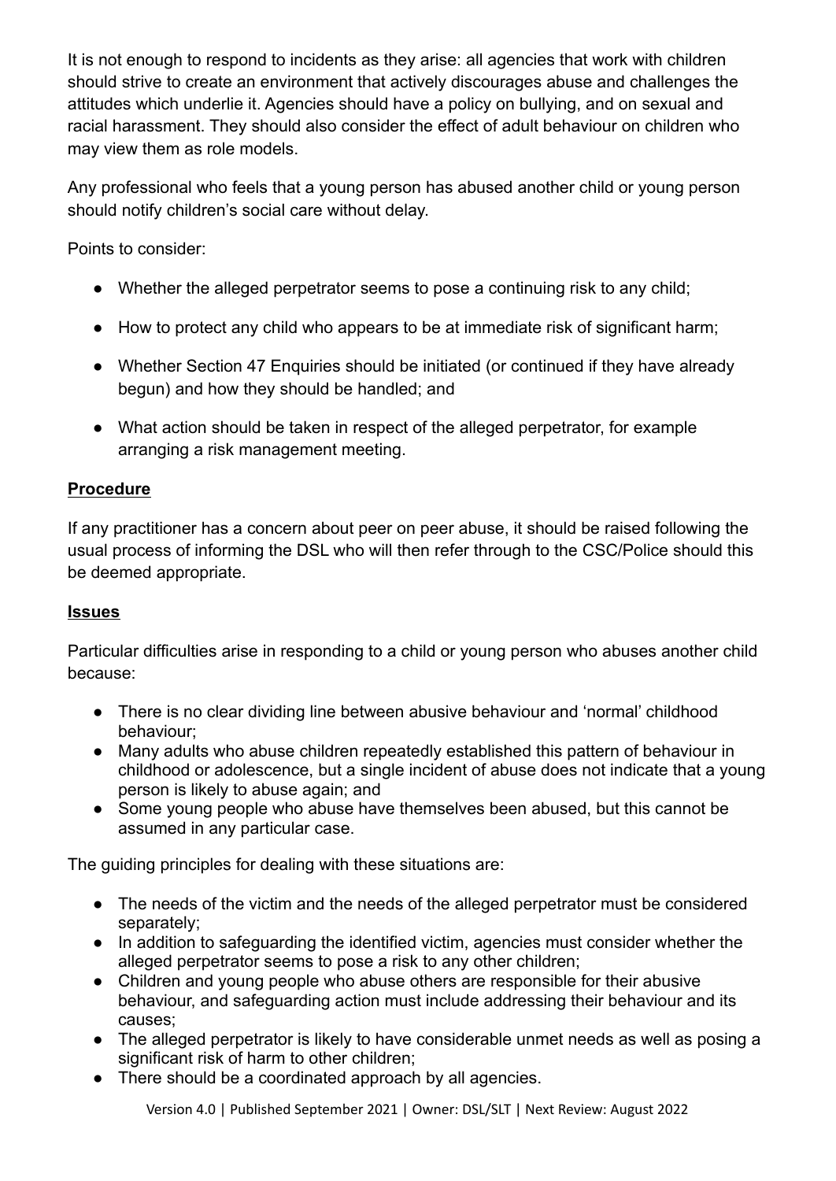It is not enough to respond to incidents as they arise: all agencies that work with children should strive to create an environment that actively discourages abuse and challenges the attitudes which underlie it. Agencies should have a policy on bullying, and on sexual and racial harassment. They should also consider the effect of adult behaviour on children who may view them as role models.

Any professional who feels that a young person has abused another child or young person should notify children's social care without delay.

Points to consider:

- Whether the alleged perpetrator seems to pose a continuing risk to any child;
- How to protect any child who appears to be at immediate risk of significant harm;
- Whether Section 47 Enquiries should be initiated (or continued if they have already begun) and how they should be handled; and
- What action should be taken in respect of the alleged perpetrator, for example arranging a risk management meeting.

**Procedure**

If any practitioner has a concern about peer on peer abuse, it should be raised following the usual process of informing the DSL who will then refer through to the CSC/Police should this be deemed appropriate.

**Issues**

Particular difficulties arise in responding to a child or young person who abuses another child because:

- There is no clear dividing line between abusive behaviour and 'normal' childhood behaviour;
- Many adults who abuse children repeatedly established this pattern of behaviour in childhood or adolescence, but a single incident of abuse does not indicate that a young person is likely to abuse again; and
- Some young people who abuse have themselves been abused, but this cannot be assumed in any particular case.

The guiding principles for dealing with these situations are:

- The needs of the victim and the needs of the alleged perpetrator must be considered separately;
- In addition to safeguarding the identified victim, agencies must consider whether the alleged perpetrator seems to pose a risk to any other children;
- Children and young people who abuse others are responsible for their abusive behaviour, and safeguarding action must include addressing their behaviour and its causes;
- The alleged perpetrator is likely to have considerable unmet needs as well as posing a significant risk of harm to other children;
- There should be a coordinated approach by all agencies.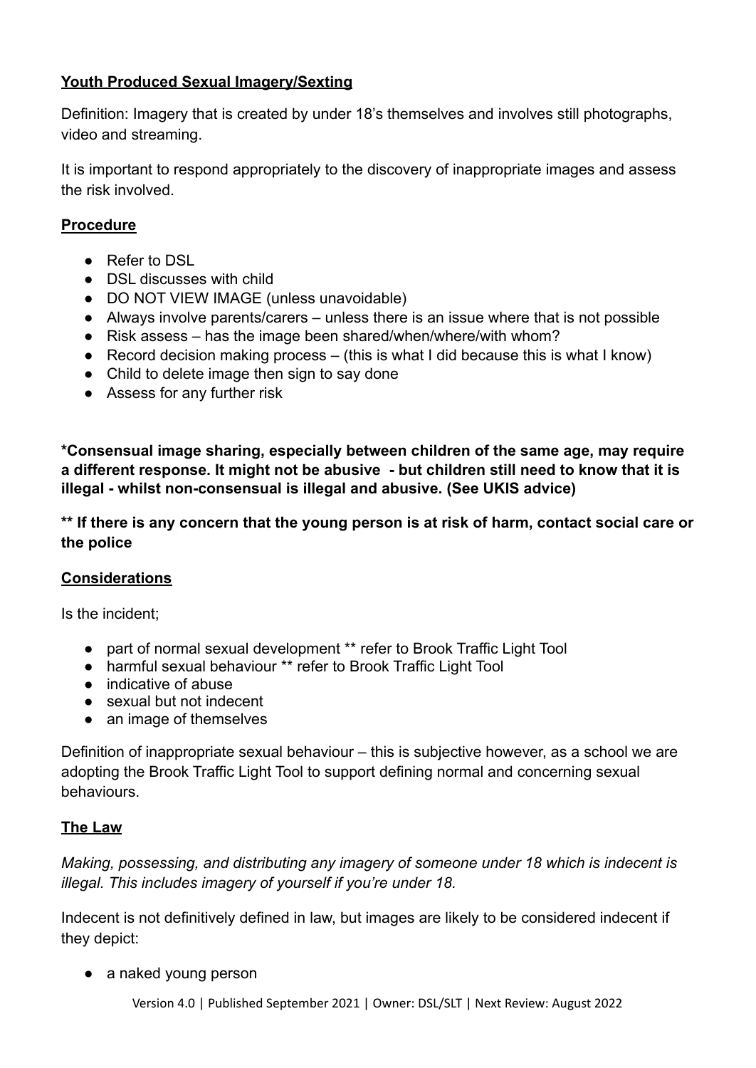## **Youth Produced Sexual Imagery/Sexting**

Definition: Imagery that is created by under 18's themselves and involves still photographs, video and streaming.

It is important to respond appropriately to the discovery of inappropriate images and assess the risk involved.

### **Procedure**

- Refer to DSL
- DSL discusses with child
- DO NOT VIEW IMAGE (unless unavoidable)
- Always involve parents/carers – unless there is an issue where that is not possible
- Risk assess – has the image been shared/when/where/with whom?
- Record decision making process – (this is what I did because this is what I know)
- Child to delete image then sign to say done
- Assess for any further risk

**\*Consensual image sharing, especially between children of the same age, may require a different response. It might not be abusive - but children still need to know that it is illegal - whilst non-consensual is illegal and abusive. (See UKIS advice)**

**\*\* If there is any concern that the young person is at risk of harm, contact social care or the police**

### **Considerations**

Is the incident;

- part of normal sexual development ** refer to Brook Traffic Light Tool
- harmful sexual behaviour ** refer to Brook Traffic Light Tool
- indicative of abuse
- sexual but not indecent
- an image of themselves

Definition of inappropriate sexual behaviour – this is subjective however, as a school we are adopting the Brook Traffic Light Tool to support defining normal and concerning sexual behaviours.

### **The Law**

*Making, possessing, and distributing any imagery of someone under 18 which is indecent is illegal. This includes imagery of yourself if you're under 18.*

Indecent is not definitively defined in law, but images are likely to be considered indecent if they depict:

- a naked young person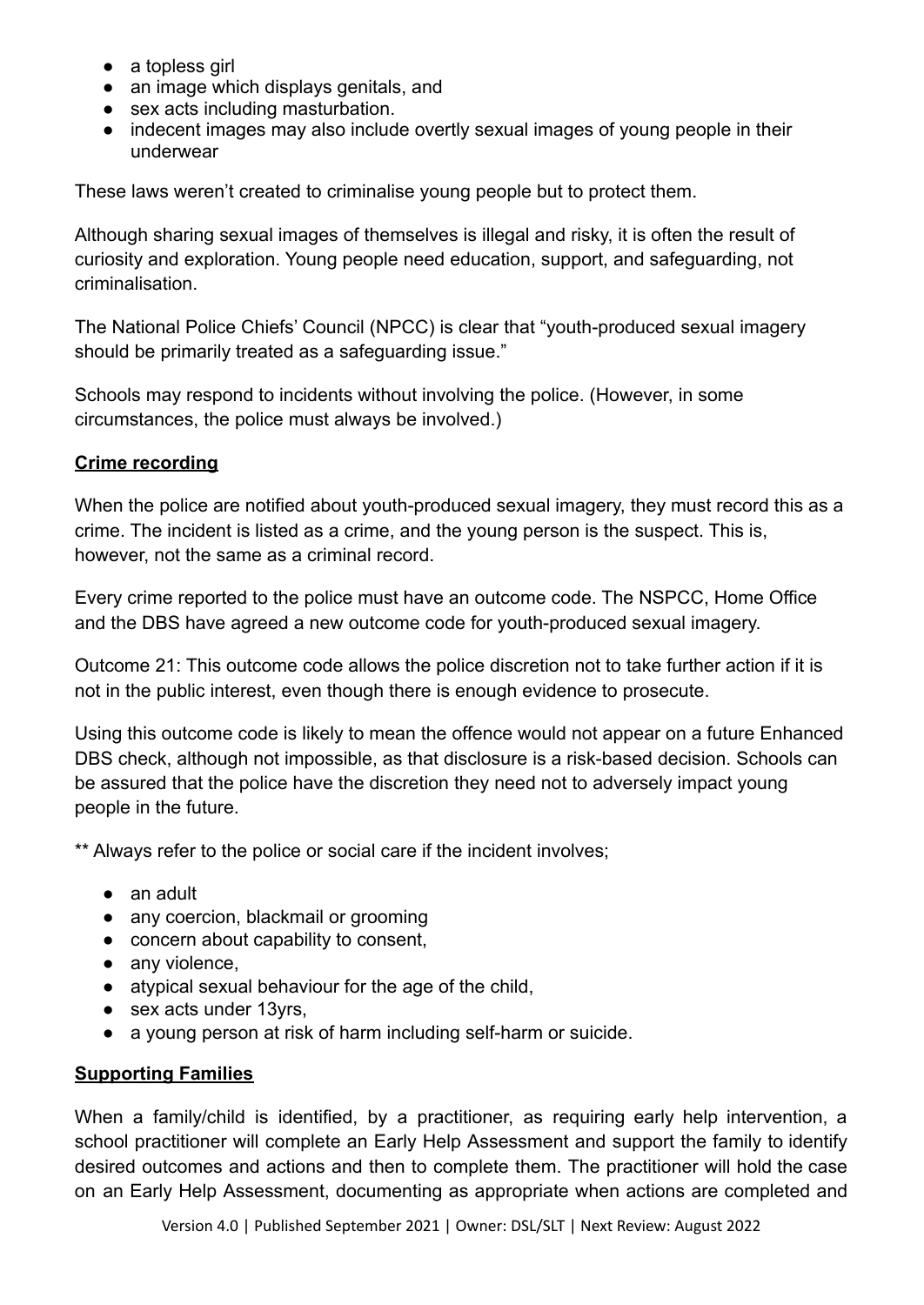- a topless girl
- an image which displays genitals, and
- sex acts including masturbation.
- indecent images may also include overtly sexual images of young people in their underwear

These laws weren't created to criminalise young people but to protect them.

Although sharing sexual images of themselves is illegal and risky, it is often the result of curiosity and exploration. Young people need education, support, and safeguarding, not criminalisation.

The National Police Chiefs' Council (NPCC) is clear that "youth-produced sexual imagery should be primarily treated as a safeguarding issue."

Schools may respond to incidents without involving the police. (However, in some circumstances, the police must always be involved.)

**Crime recording**

When the police are notified about youth-produced sexual imagery, they must record this as a crime. The incident is listed as a crime, and the young person is the suspect. This is, however, not the same as a criminal record.

Every crime reported to the police must have an outcome code. The NSPCC, Home Office and the DBS have agreed a new outcome code for youth-produced sexual imagery.

Outcome 21: This outcome code allows the police discretion not to take further action if it is not in the public interest, even though there is enough evidence to prosecute.

Using this outcome code is likely to mean the offence would not appear on a future Enhanced DBS check, although not impossible, as that disclosure is a risk-based decision. Schools can be assured that the police have the discretion they need not to adversely impact young people in the future.

** Always refer to the police or social care if the incident involves;

- an adult
- any coercion, blackmail or grooming
- concern about capability to consent,
- any violence,
- atypical sexual behaviour for the age of the child,
- sex acts under 13yrs,
- a young person at risk of harm including self-harm or suicide.

**Supporting Families**

When a family/child is identified, by a practitioner, as requiring early help intervention, a school practitioner will complete an Early Help Assessment and support the family to identify desired outcomes and actions and then to complete them. The practitioner will hold the case on an Early Help Assessment, documenting as appropriate when actions are completed and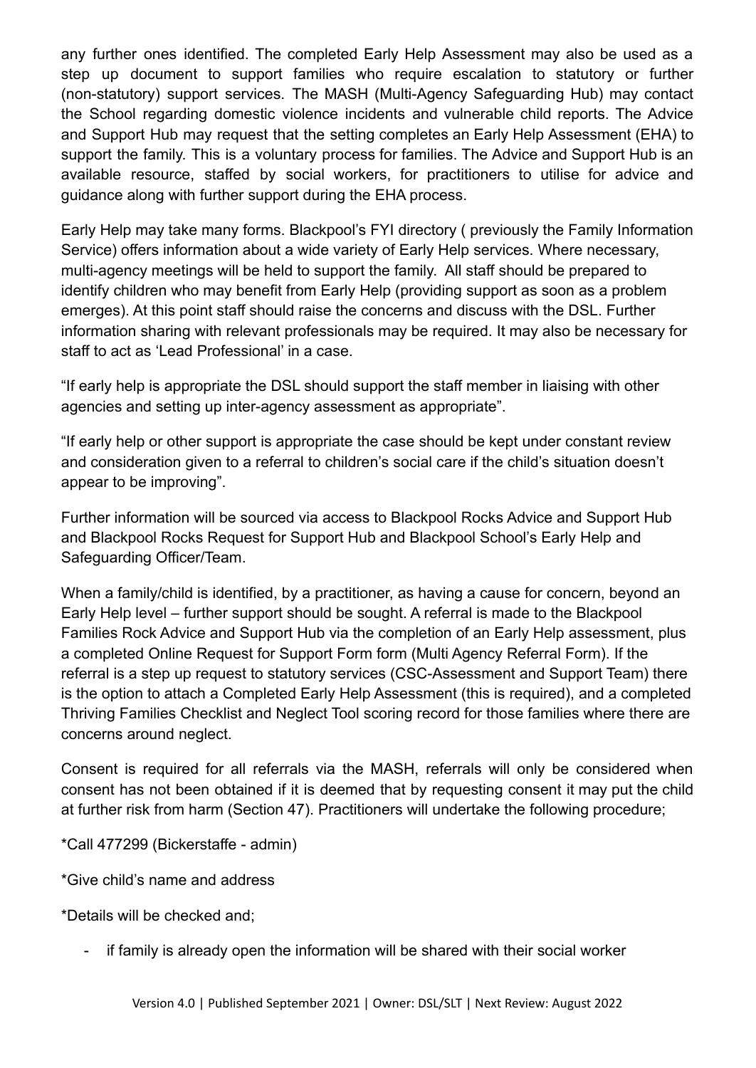any further ones identified. The completed Early Help Assessment may also be used as a step up document to support families who require escalation to statutory or further (non-statutory) support services. The MASH (Multi-Agency Safeguarding Hub) may contact the School regarding domestic violence incidents and vulnerable child reports. The Advice and Support Hub may request that the setting completes an Early Help Assessment (EHA) to support the family. This is a voluntary process for families. The Advice and Support Hub is an available resource, staffed by social workers, for practitioners to utilise for advice and guidance along with further support during the EHA process.

Early Help may take many forms. Blackpool's FYI directory ( previously the Family Information Service) offers information about a wide variety of Early Help services. Where necessary, multi-agency meetings will be held to support the family. All staff should be prepared to identify children who may benefit from Early Help (providing support as soon as a problem emerges). At this point staff should raise the concerns and discuss with the DSL. Further information sharing with relevant professionals may be required. It may also be necessary for staff to act as 'Lead Professional' in a case.

"If early help is appropriate the DSL should support the staff member in liaising with other agencies and setting up inter-agency assessment as appropriate".

"If early help or other support is appropriate the case should be kept under constant review and consideration given to a referral to children's social care if the child's situation doesn't appear to be improving".

Further information will be sourced via access to Blackpool Rocks Advice and Support Hub and Blackpool Rocks Request for Support Hub and Blackpool School's Early Help and Safeguarding Officer/Team.

When a family/child is identified, by a practitioner, as having a cause for concern, beyond an Early Help level – further support should be sought. A referral is made to the Blackpool Families Rock Advice and Support Hub via the completion of an Early Help assessment, plus a completed Online Request for Support Form form (Multi Agency Referral Form). If the referral is a step up request to statutory services (CSC-Assessment and Support Team) there is the option to attach a Completed Early Help Assessment (this is required), and a completed Thriving Families Checklist and Neglect Tool scoring record for those families where there are concerns around neglect.

Consent is required for all referrals via the MASH, referrals will only be considered when consent has not been obtained if it is deemed that by requesting consent it may put the child at further risk from harm (Section 47). Practitioners will undertake the following procedure;

*Call 477299 (Bickerstaffe - admin)

*Give child's name and address

*Details will be checked and;

- if family is already open the information will be shared with their social worker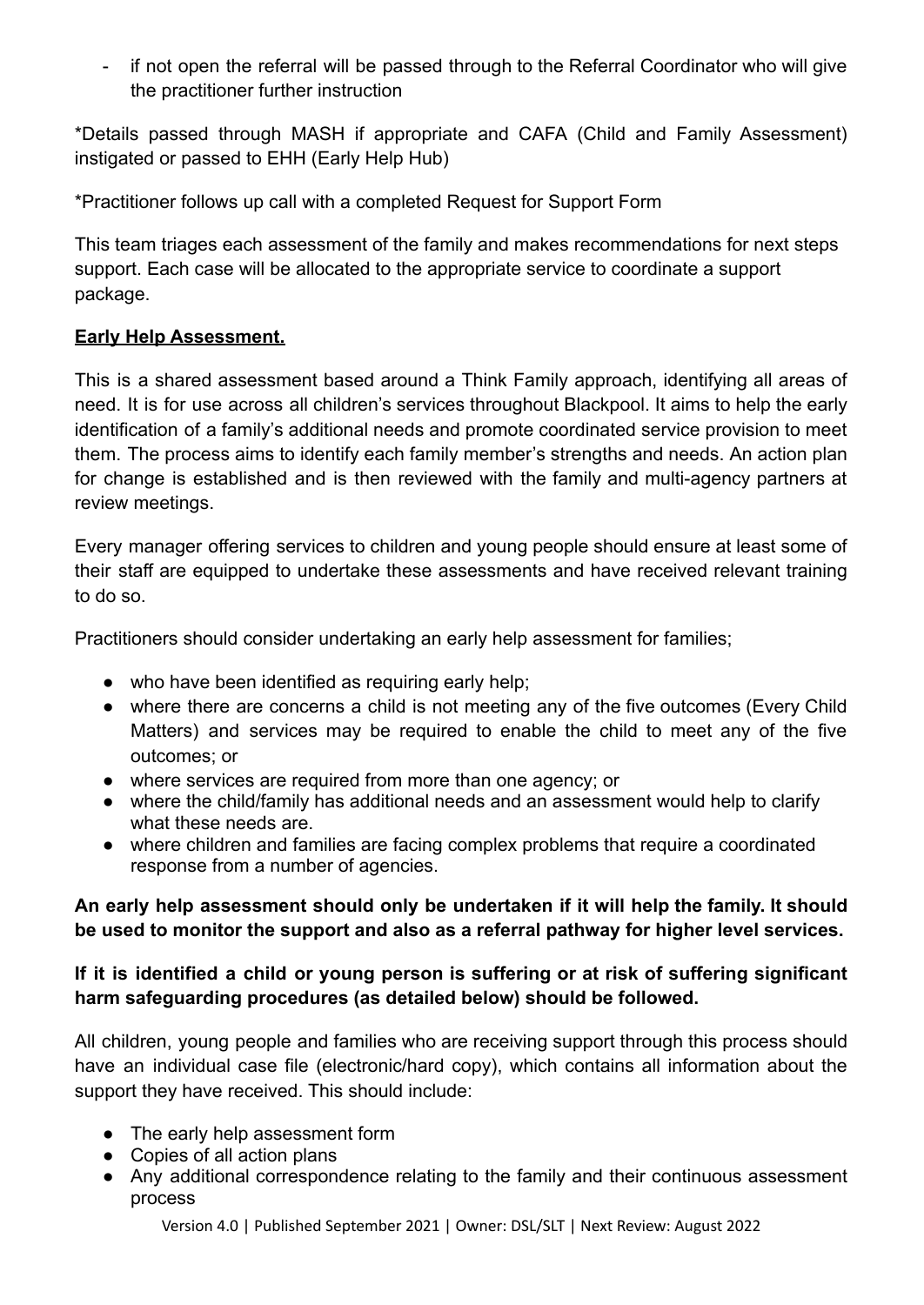- if not open the referral will be passed through to the Referral Coordinator who will give the practitioner further instruction

*Details passed through MASH if appropriate and CAFA (Child and Family Assessment) instigated or passed to EHH (Early Help Hub)

*Practitioner follows up call with a completed Request for Support Form

This team triages each assessment of the family and makes recommendations for next steps support. Each case will be allocated to the appropriate service to coordinate a support package.

**Early Help Assessment.**

This is a shared assessment based around a Think Family approach, identifying all areas of need. It is for use across all children's services throughout Blackpool. It aims to help the early identification of a family's additional needs and promote coordinated service provision to meet them. The process aims to identify each family member's strengths and needs. An action plan for change is established and is then reviewed with the family and multi-agency partners at review meetings.

Every manager offering services to children and young people should ensure at least some of their staff are equipped to undertake these assessments and have received relevant training to do so.

Practitioners should consider undertaking an early help assessment for families;

- who have been identified as requiring early help;
- where there are concerns a child is not meeting any of the five outcomes (Every Child Matters) and services may be required to enable the child to meet any of the five outcomes; or
- where services are required from more than one agency; or
- where the child/family has additional needs and an assessment would help to clarify what these needs are.
- where children and families are facing complex problems that require a coordinated response from a number of agencies.

**An early help assessment should only be undertaken if it will help the family. It should be used to monitor the support and also as a referral pathway for higher level services.**

**If it is identified a child or young person is suffering or at risk of suffering significant harm safeguarding procedures (as detailed below) should be followed.**

All children, young people and families who are receiving support through this process should have an individual case file (electronic/hard copy), which contains all information about the support they have received. This should include:

- The early help assessment form
- Copies of all action plans
- Any additional correspondence relating to the family and their continuous assessment process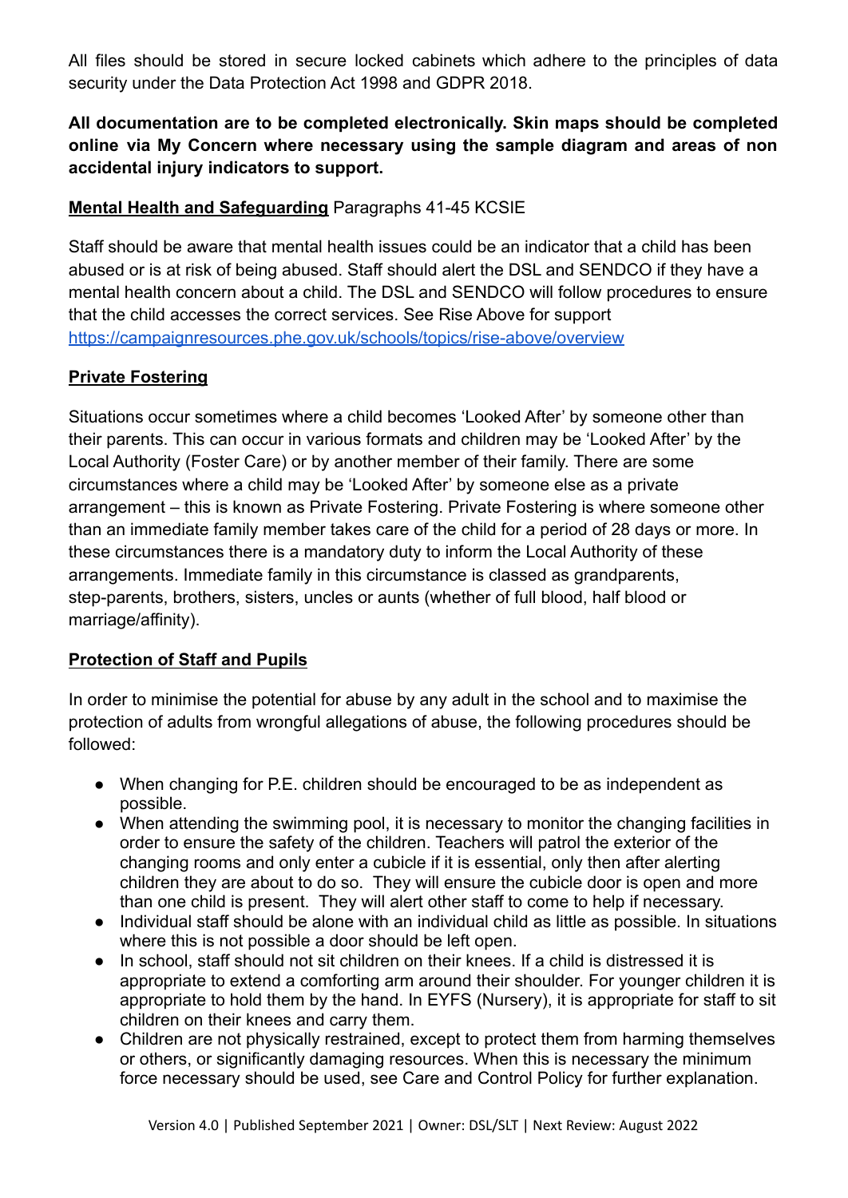All files should be stored in secure locked cabinets which adhere to the principles of data security under the Data Protection Act 1998 and GDPR 2018.

**All documentation are to be completed electronically. Skin maps should be completed online via My Concern where necessary using the sample diagram and areas of non accidental injury indicators to support.**

**Mental Health and Safeguarding** Paragraphs 41-45 KCSIE

Staff should be aware that mental health issues could be an indicator that a child has been abused or is at risk of being abused. Staff should alert the DSL and SENDCO if they have a mental health concern about a child. The DSL and SENDCO will follow procedures to ensure that the child accesses the correct services. See Rise Above for support https://campaignresources.phe.gov.uk/schools/topics/rise-above/overview

**Private Fostering**

Situations occur sometimes where a child becomes 'Looked After' by someone other than their parents. This can occur in various formats and children may be 'Looked After' by the Local Authority (Foster Care) or by another member of their family. There are some circumstances where a child may be 'Looked After' by someone else as a private arrangement – this is known as Private Fostering. Private Fostering is where someone other than an immediate family member takes care of the child for a period of 28 days or more. In these circumstances there is a mandatory duty to inform the Local Authority of these arrangements. Immediate family in this circumstance is classed as grandparents, step-parents, brothers, sisters, uncles or aunts (whether of full blood, half blood or marriage/affinity).

**Protection of Staff and Pupils**

In order to minimise the potential for abuse by any adult in the school and to maximise the protection of adults from wrongful allegations of abuse, the following procedures should be followed:

- When changing for P.E. children should be encouraged to be as independent as possible.
- When attending the swimming pool, it is necessary to monitor the changing facilities in order to ensure the safety of the children. Teachers will patrol the exterior of the changing rooms and only enter a cubicle if it is essential, only then after alerting children they are about to do so. They will ensure the cubicle door is open and more than one child is present. They will alert other staff to come to help if necessary.
- Individual staff should be alone with an individual child as little as possible. In situations where this is not possible a door should be left open.
- In school, staff should not sit children on their knees. If a child is distressed it is appropriate to extend a comforting arm around their shoulder. For younger children it is appropriate to hold them by the hand. In EYFS (Nursery), it is appropriate for staff to sit children on their knees and carry them.
- Children are not physically restrained, except to protect them from harming themselves or others, or significantly damaging resources. When this is necessary the minimum force necessary should be used, see Care and Control Policy for further explanation.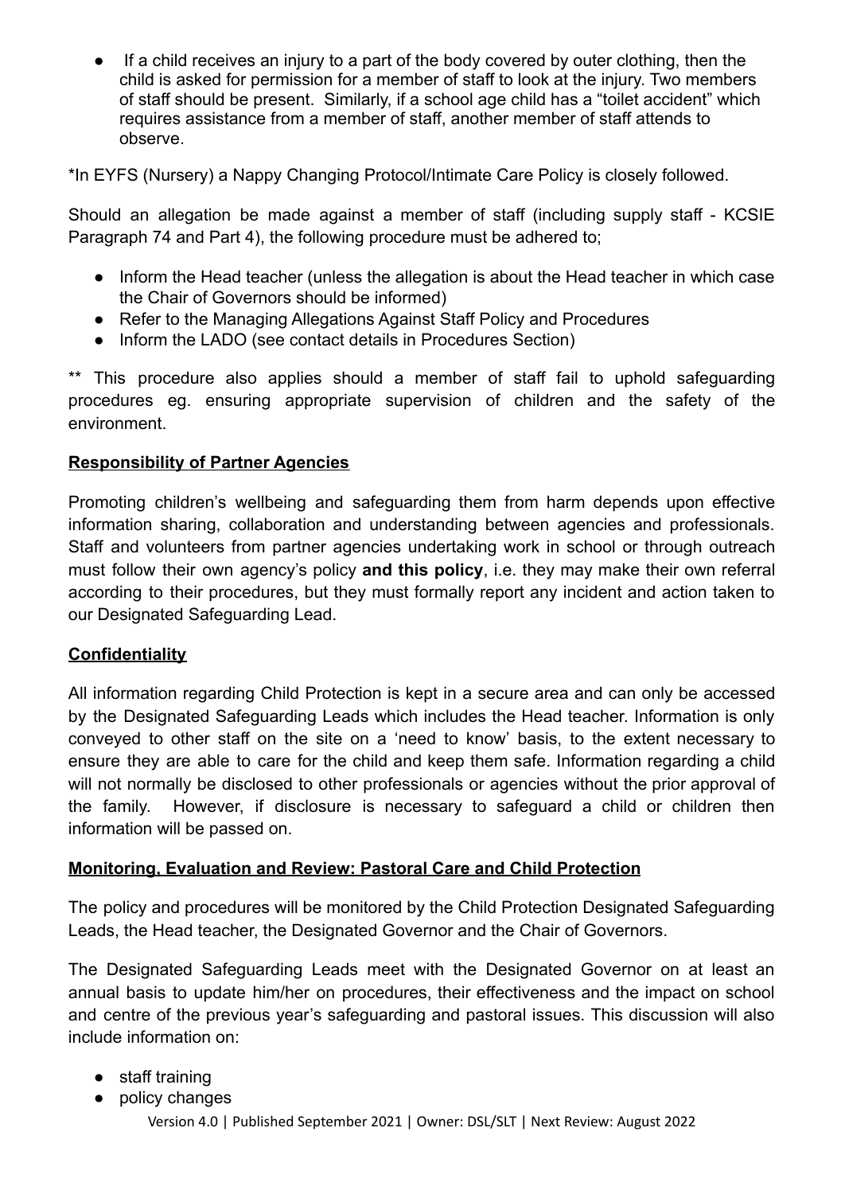- If a child receives an injury to a part of the body covered by outer clothing, then the child is asked for permission for a member of staff to look at the injury. Two members of staff should be present. Similarly, if a school age child has a "toilet accident" which requires assistance from a member of staff, another member of staff attends to observe.

*In EYFS (Nursery) a Nappy Changing Protocol/Intimate Care Policy is closely followed.

Should an allegation be made against a member of staff (including supply staff - KCSIE Paragraph 74 and Part 4), the following procedure must be adhered to;

- Inform the Head teacher (unless the allegation is about the Head teacher in which case the Chair of Governors should be informed)
- Refer to the Managing Allegations Against Staff Policy and Procedures
- Inform the LADO (see contact details in Procedures Section)

** This procedure also applies should a member of staff fail to uphold safeguarding procedures eg. ensuring appropriate supervision of children and the safety of the environment.

## Responsibility of Partner Agencies

Promoting children's wellbeing and safeguarding them from harm depends upon effective information sharing, collaboration and understanding between agencies and professionals. Staff and volunteers from partner agencies undertaking work in school or through outreach must follow their own agency's policy **and this policy**, i.e. they may make their own referral according to their procedures, but they must formally report any incident and action taken to our Designated Safeguarding Lead.

## Confidentiality

All information regarding Child Protection is kept in a secure area and can only be accessed by the Designated Safeguarding Leads which includes the Head teacher. Information is only conveyed to other staff on the site on a 'need to know' basis, to the extent necessary to ensure they are able to care for the child and keep them safe. Information regarding a child will not normally be disclosed to other professionals or agencies without the prior approval of the family. However, if disclosure is necessary to safeguard a child or children then information will be passed on.

## Monitoring, Evaluation and Review: Pastoral Care and Child Protection

The policy and procedures will be monitored by the Child Protection Designated Safeguarding Leads, the Head teacher, the Designated Governor and the Chair of Governors.

The Designated Safeguarding Leads meet with the Designated Governor on at least an annual basis to update him/her on procedures, their effectiveness and the impact on school and centre of the previous year's safeguarding and pastoral issues. This discussion will also include information on:

- staff training
- policy changes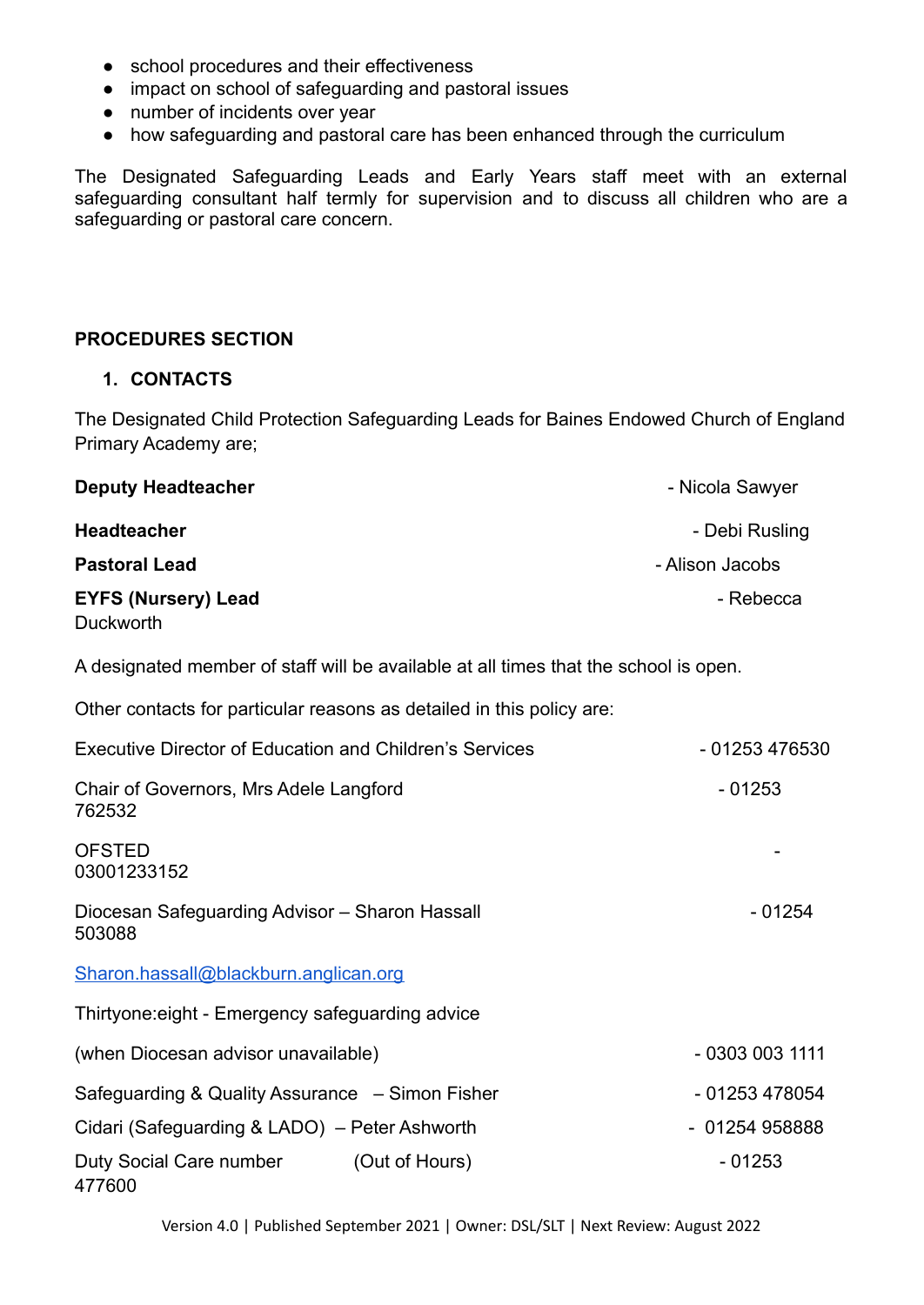- school procedures and their effectiveness
- impact on school of safeguarding and pastoral issues
- number of incidents over year
- how safeguarding and pastoral care has been enhanced through the curriculum

The Designated Safeguarding Leads and Early Years staff meet with an external safeguarding consultant half termly for supervision and to discuss all children who are a safeguarding or pastoral care concern.

**PROCEDURES SECTION**

1. **CONTACTS**

The Designated Child Protection Safeguarding Leads for Baines Endowed Church of England Primary Academy are;

**Deputy Headteacher** - Nicola Sawyer

**Headteacher** - Debi Rusling

**Pastoral Lead** - Alison Jacobs

**EYFS (Nursery) Lead** - Rebecca Duckworth

A designated member of staff will be available at all times that the school is open.

Other contacts for particular reasons as detailed in this policy are:

Executive Director of Education and Children's Services - 01253 476530

Chair of Governors, Mrs Adele Langford - 01253 762532

OFSTED - 03001233152

Diocesan Safeguarding Advisor – Sharon Hassall - 01254 503088

Sharon.hassall@blackburn.anglican.org

Thirtyone:eight - Emergency safeguarding advice

(when Diocesan advisor unavailable) - 0303 003 1111

Safeguarding & Quality Assurance – Simon Fisher - 01253 478054

Cidari (Safeguarding & LADO) – Peter Ashworth - 01254 958888

Duty Social Care number (Out of Hours) - 01253 477600

Version 4.0 | Published September 2021 | Owner: DSL/SLT | Next Review: August 2022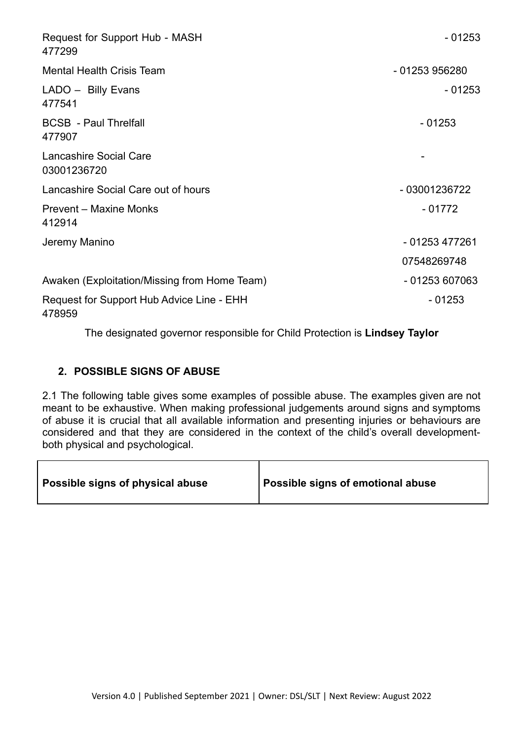| | |
|---|---|
| Request for Support Hub - MASH | - 01253 477299 |
| Mental Health Crisis Team | - 01253 956280 |
| LADO – Billy Evans | - 01253 477541 |
| BCSB - Paul Threlfall | - 01253 477907 |
| Lancashire Social Care | - 03001236720 |
| Lancashire Social Care out of hours | - 03001236722 |
| Prevent – Maxine Monks | - 01772 412914 |
| Jeremy Manino | - 01253 477261<br>07548269748 |
| Awaken (Exploitation/Missing from Home Team) | - 01253 607063 |
| Request for Support Hub Advice Line - EHH | - 01253 478959 |

The designated governor responsible for Child Protection is **Lindsey Taylor**

## 2. POSSIBLE SIGNS OF ABUSE

2.1 The following table gives some examples of possible abuse. The examples given are not meant to be exhaustive. When making professional judgements around signs and symptoms of abuse it is crucial that all available information and presenting injuries or behaviours are considered and that they are considered in the context of the child's overall development- both physical and psychological.

| Possible signs of physical abuse | Possible signs of emotional abuse |
|---|---|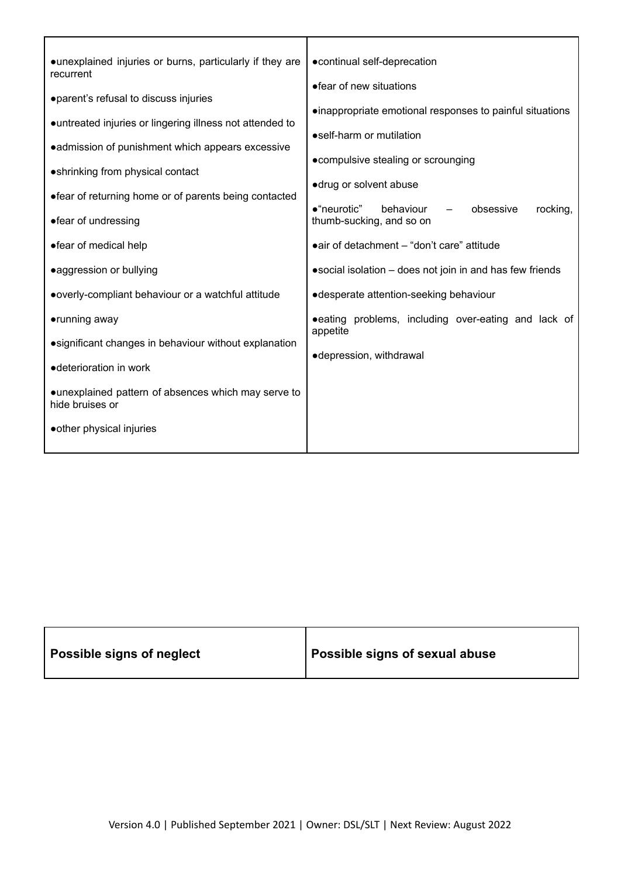| | |
|---|---|
| ●unexplained injuries or burns, particularly if they are recurrent<br><br>●parent's refusal to discuss injuries<br><br>●untreated injuries or lingering illness not attended to<br><br>●admission of punishment which appears excessive<br><br>●shrinking from physical contact<br><br>●fear of returning home or of parents being contacted<br><br>●fear of undressing<br><br>●fear of medical help<br><br>●aggression or bullying<br><br>●overly-compliant behaviour or a watchful attitude<br><br>●running away<br><br>●significant changes in behaviour without explanation<br><br>●deterioration in work<br><br>●unexplained pattern of absences which may serve to hide bruises or<br><br>●other physical injuries | ●continual self-deprecation<br><br>●fear of new situations<br><br>●inappropriate emotional responses to painful situations<br><br>●self-harm or mutilation<br><br>●compulsive stealing or scrounging<br><br>●drug or solvent abuse<br><br>●"neurotic" behaviour – obsessive rocking, thumb-sucking, and so on<br><br>●air of detachment – "don't care" attitude<br><br>●social isolation – does not join in and has few friends<br><br>●desperate attention-seeking behaviour<br><br>●eating problems, including over-eating and lack of appetite<br><br>●depression, withdrawal |

| **Possible signs of neglect** | **Possible signs of sexual abuse** |
|---|---|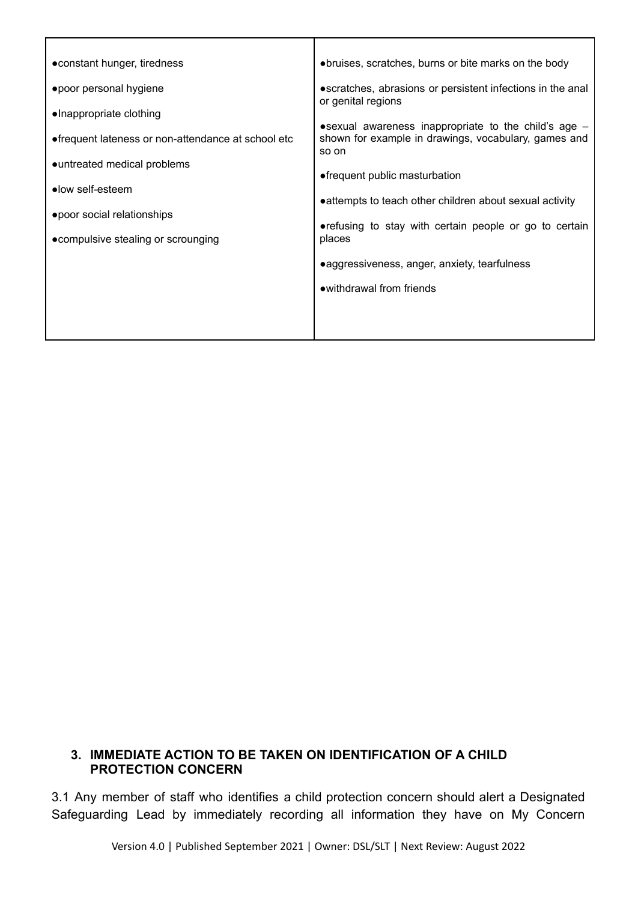| | |
|---|---|
| ●constant hunger, tiredness<br>●poor personal hygiene<br>●Inappropriate clothing<br>●frequent lateness or non-attendance at school etc<br>●untreated medical problems<br>●low self-esteem<br>●poor social relationships<br>●compulsive stealing or scrounging | ●bruises, scratches, burns or bite marks on the body<br>●scratches, abrasions or persistent infections in the anal or genital regions<br>●sexual awareness inappropriate to the child's age – shown for example in drawings, vocabulary, games and so on<br>●frequent public masturbation<br>●attempts to teach other children about sexual activity<br>●refusing to stay with certain people or go to certain places<br>●aggressiveness, anger, anxiety, tearfulness<br>●withdrawal from friends |

## 3. IMMEDIATE ACTION TO BE TAKEN ON IDENTIFICATION OF A CHILD PROTECTION CONCERN

3.1 Any member of staff who identifies a child protection concern should alert a Designated Safeguarding Lead by immediately recording all information they have on My Concern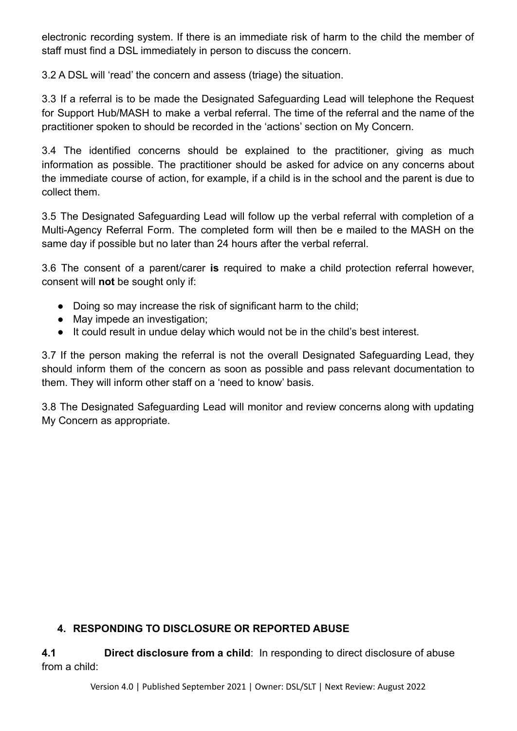electronic recording system. If there is an immediate risk of harm to the child the member of staff must find a DSL immediately in person to discuss the concern.

3.2 A DSL will 'read' the concern and assess (triage) the situation.

3.3 If a referral is to be made the Designated Safeguarding Lead will telephone the Request for Support Hub/MASH to make a verbal referral. The time of the referral and the name of the practitioner spoken to should be recorded in the 'actions' section on My Concern.

3.4 The identified concerns should be explained to the practitioner, giving as much information as possible. The practitioner should be asked for advice on any concerns about the immediate course of action, for example, if a child is in the school and the parent is due to collect them.

3.5 The Designated Safeguarding Lead will follow up the verbal referral with completion of a Multi-Agency Referral Form. The completed form will then be e mailed to the MASH on the same day if possible but no later than 24 hours after the verbal referral.

3.6 The consent of a parent/carer **is** required to make a child protection referral however, consent will **not** be sought only if:

- Doing so may increase the risk of significant harm to the child;
- May impede an investigation;
- It could result in undue delay which would not be in the child's best interest.

3.7 If the person making the referral is not the overall Designated Safeguarding Lead, they should inform them of the concern as soon as possible and pass relevant documentation to them. They will inform other staff on a 'need to know' basis.

3.8 The Designated Safeguarding Lead will monitor and review concerns along with updating My Concern as appropriate.

## 4. RESPONDING TO DISCLOSURE OR REPORTED ABUSE

**4.1** **Direct disclosure from a child**: In responding to direct disclosure of abuse from a child: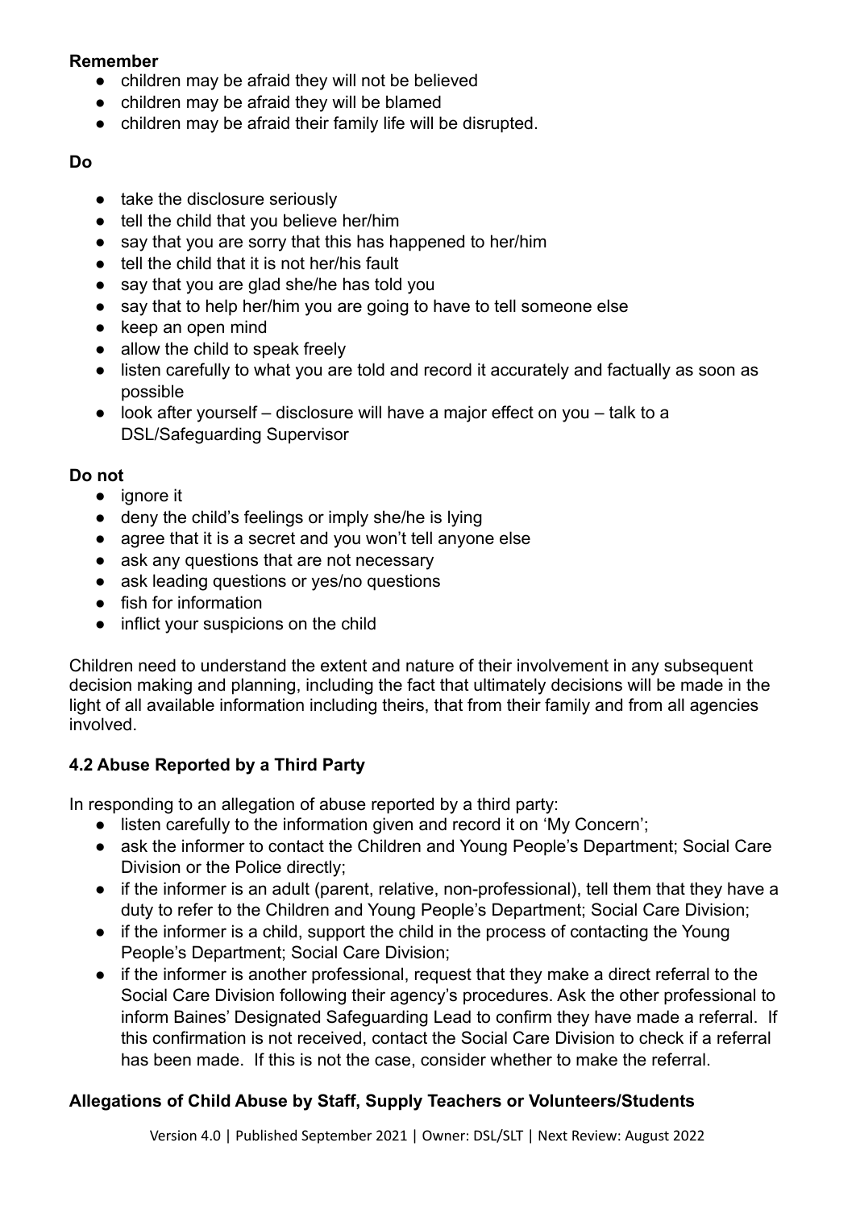**Remember**

- children may be afraid they will not be believed
- children may be afraid they will be blamed
- children may be afraid their family life will be disrupted.

**Do**

- take the disclosure seriously
- tell the child that you believe her/him
- say that you are sorry that this has happened to her/him
- tell the child that it is not her/his fault
- say that you are glad she/he has told you
- say that to help her/him you are going to have to tell someone else
- keep an open mind
- allow the child to speak freely
- listen carefully to what you are told and record it accurately and factually as soon as possible
- look after yourself – disclosure will have a major effect on you – talk to a DSL/Safeguarding Supervisor

**Do not**

- ignore it
- deny the child's feelings or imply she/he is lying
- agree that it is a secret and you won't tell anyone else
- ask any questions that are not necessary
- ask leading questions or yes/no questions
- fish for information
- inflict your suspicions on the child

Children need to understand the extent and nature of their involvement in any subsequent decision making and planning, including the fact that ultimately decisions will be made in the light of all available information including theirs, that from their family and from all agencies involved.

### 4.2 Abuse Reported by a Third Party

In responding to an allegation of abuse reported by a third party:

- listen carefully to the information given and record it on 'My Concern';
- ask the informer to contact the Children and Young People's Department; Social Care Division or the Police directly;
- if the informer is an adult (parent, relative, non-professional), tell them that they have a duty to refer to the Children and Young People's Department; Social Care Division;
- if the informer is a child, support the child in the process of contacting the Young People's Department; Social Care Division;
- if the informer is another professional, request that they make a direct referral to the Social Care Division following their agency's procedures. Ask the other professional to inform Baines' Designated Safeguarding Lead to confirm they have made a referral. If this confirmation is not received, contact the Social Care Division to check if a referral has been made. If this is not the case, consider whether to make the referral.

### Allegations of Child Abuse by Staff, Supply Teachers or Volunteers/Students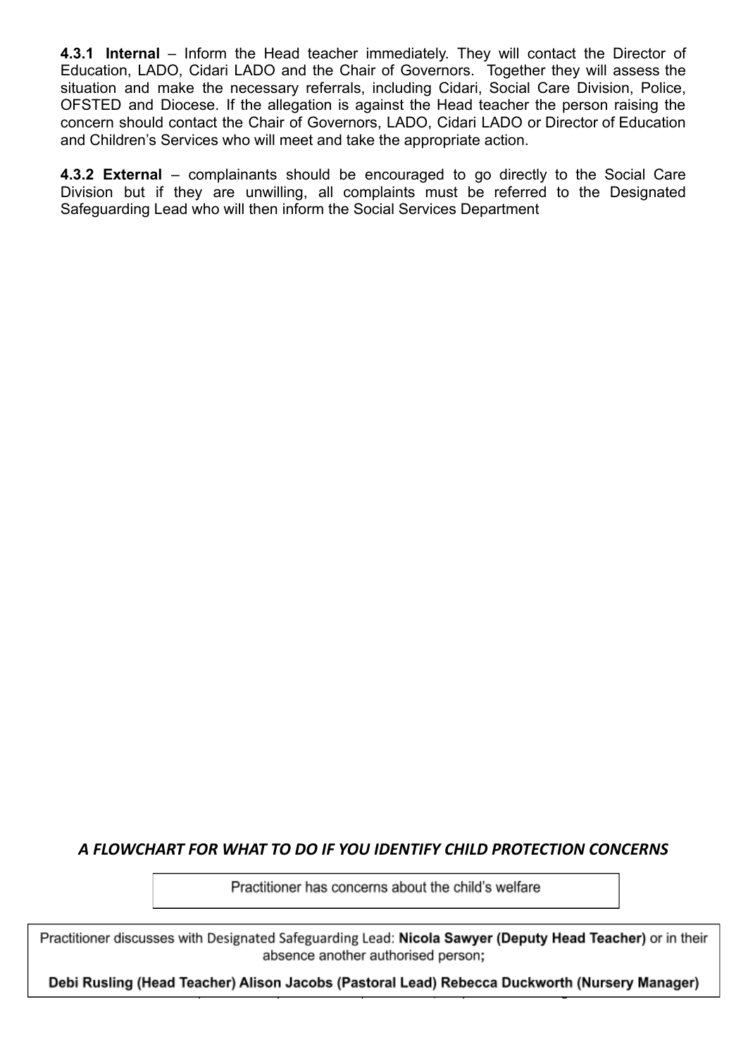**4.3.1 Internal** – Inform the Head teacher immediately. They will contact the Director of Education, LADO, Cidari LADO and the Chair of Governors. Together they will assess the situation and make the necessary referrals, including Cidari, Social Care Division, Police, OFSTED and Diocese. If the allegation is against the Head teacher the person raising the concern should contact the Chair of Governors, LADO, Cidari LADO or Director of Education and Children's Services who will meet and take the appropriate action.

**4.3.2 External** – complainants should be encouraged to go directly to the Social Care Division but if they are unwilling, all complaints must be referred to the Designated Safeguarding Lead who will then inform the Social Services Department

***A FLOWCHART FOR WHAT TO DO IF YOU IDENTIFY CHILD PROTECTION CONCERNS***

Practitioner has concerns about the child's welfare

Practitioner discusses with Designated Safeguarding Lead: **Nicola Sawyer (Deputy Head Teacher)** or in their absence another authorised person;

**Debi Rusling (Head Teacher) Alison Jacobs (Pastoral Lead) Rebecca Duckworth (Nursery Manager)**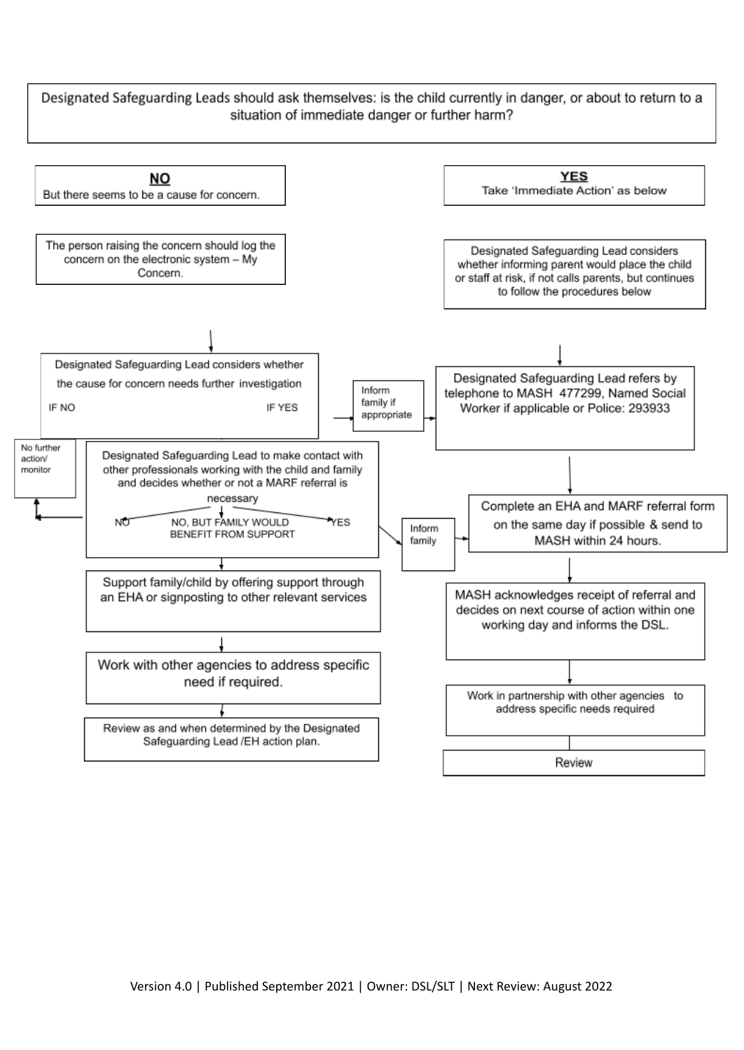Designated Safeguarding Leads should ask themselves: is the child currently in danger, or about to return to a situation of immediate danger or further harm?

**NO**

But there seems to be a cause for concern.

The person raising the concern should log the concern on the electronic system – My Concern.

Designated Safeguarding Lead considers whether the cause for concern needs further investigation

IF NO

IF YES

No further action/ monitor

Designated Safeguarding Lead to make contact with other professionals working with the child and family and decides whether or not a MARF referral is necessary

NO

NO, BUT FAMILY WOULD BENEFIT FROM SUPPORT

YES

Support family/child by offering support through an EHA or signposting to other relevant services

Work with other agencies to address specific need if required.

Review as and when determined by the Designated Safeguarding Lead /EH action plan.

Inform family if appropriate

Inform family

**YES**

Take 'Immediate Action' as below

Designated Safeguarding Lead considers whether informing parent would place the child or staff at risk, if not calls parents, but continues to follow the procedures below

Designated Safeguarding Lead refers by telephone to MASH 477299, Named Social Worker if applicable or Police: 293933

Complete an EHA and MARF referral form on the same day if possible & send to MASH within 24 hours.

MASH acknowledges receipt of referral and decides on next course of action within one working day and informs the DSL.

Work in partnership with other agencies to address specific needs required

Review

Version 4.0 | Published September 2021 | Owner: DSL/SLT | Next Review: August 2022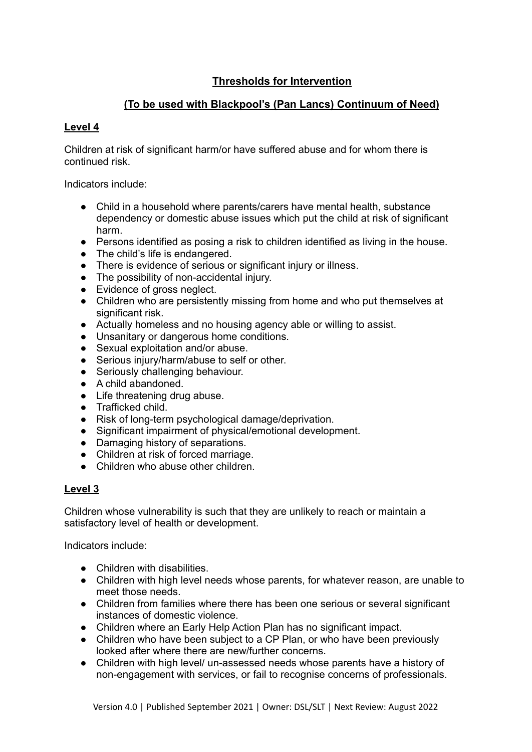## Thresholds for Intervention

## (To be used with Blackpool's (Pan Lancs) Continuum of Need)

### Level 4

Children at risk of significant harm/or have suffered abuse and for whom there is continued risk.

Indicators include:

- Child in a household where parents/carers have mental health, substance dependency or domestic abuse issues which put the child at risk of significant harm.
- Persons identified as posing a risk to children identified as living in the house.
- The child's life is endangered.
- There is evidence of serious or significant injury or illness.
- The possibility of non-accidental injury.
- Evidence of gross neglect.
- Children who are persistently missing from home and who put themselves at significant risk.
- Actually homeless and no housing agency able or willing to assist.
- Unsanitary or dangerous home conditions.
- Sexual exploitation and/or abuse.
- Serious injury/harm/abuse to self or other.
- Seriously challenging behaviour.
- A child abandoned.
- Life threatening drug abuse.
- Trafficked child.
- Risk of long-term psychological damage/deprivation.
- Significant impairment of physical/emotional development.
- Damaging history of separations.
- Children at risk of forced marriage.
- Children who abuse other children.

### Level 3

Children whose vulnerability is such that they are unlikely to reach or maintain a satisfactory level of health or development.

Indicators include:

- Children with disabilities.
- Children with high level needs whose parents, for whatever reason, are unable to meet those needs.
- Children from families where there has been one serious or several significant instances of domestic violence.
- Children where an Early Help Action Plan has no significant impact.
- Children who have been subject to a CP Plan, or who have been previously looked after where there are new/further concerns.
- Children with high level/ un-assessed needs whose parents have a history of non-engagement with services, or fail to recognise concerns of professionals.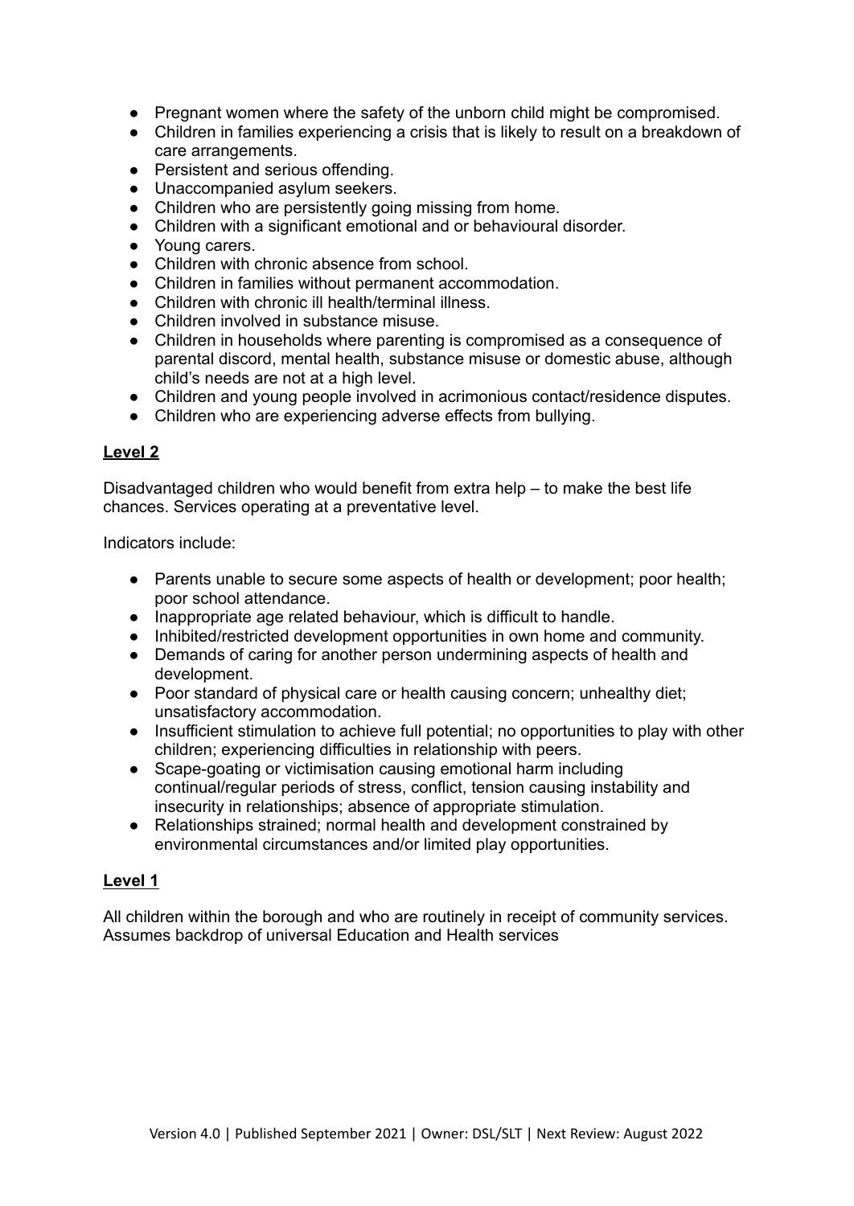- Pregnant women where the safety of the unborn child might be compromised.
- Children in families experiencing a crisis that is likely to result on a breakdown of care arrangements.
- Persistent and serious offending.
- Unaccompanied asylum seekers.
- Children who are persistently going missing from home.
- Children with a significant emotional and or behavioural disorder.
- Young carers.
- Children with chronic absence from school.
- Children in families without permanent accommodation.
- Children with chronic ill health/terminal illness.
- Children involved in substance misuse.
- Children in households where parenting is compromised as a consequence of parental discord, mental health, substance misuse or domestic abuse, although child's needs are not at a high level.
- Children and young people involved in acrimonious contact/residence disputes.
- Children who are experiencing adverse effects from bullying.

## Level 2

Disadvantaged children who would benefit from extra help – to make the best life chances. Services operating at a preventative level.

Indicators include:

- Parents unable to secure some aspects of health or development; poor health; poor school attendance.
- Inappropriate age related behaviour, which is difficult to handle.
- Inhibited/restricted development opportunities in own home and community.
- Demands of caring for another person undermining aspects of health and development.
- Poor standard of physical care or health causing concern; unhealthy diet; unsatisfactory accommodation.
- Insufficient stimulation to achieve full potential; no opportunities to play with other children; experiencing difficulties in relationship with peers.
- Scape-goating or victimisation causing emotional harm including continual/regular periods of stress, conflict, tension causing instability and insecurity in relationships; absence of appropriate stimulation.
- Relationships strained; normal health and development constrained by environmental circumstances and/or limited play opportunities.

## Level 1

All children within the borough and who are routinely in receipt of community services. Assumes backdrop of universal Education and Health services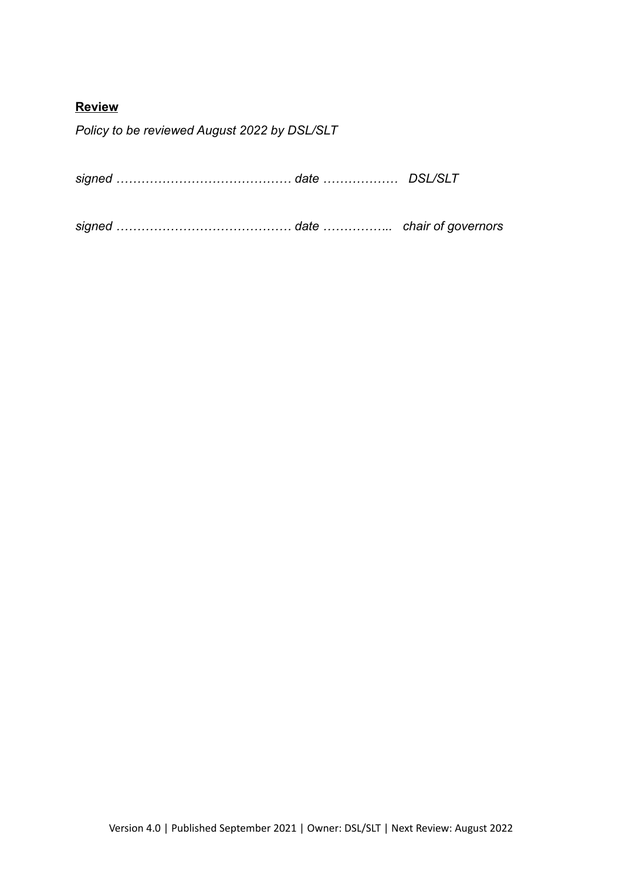**Review**

*Policy to be reviewed August 2022 by DSL/SLT*

*signed …………………………………… date ……………… DSL/SLT*

*signed …………………………………… date …………….. chair of governors*